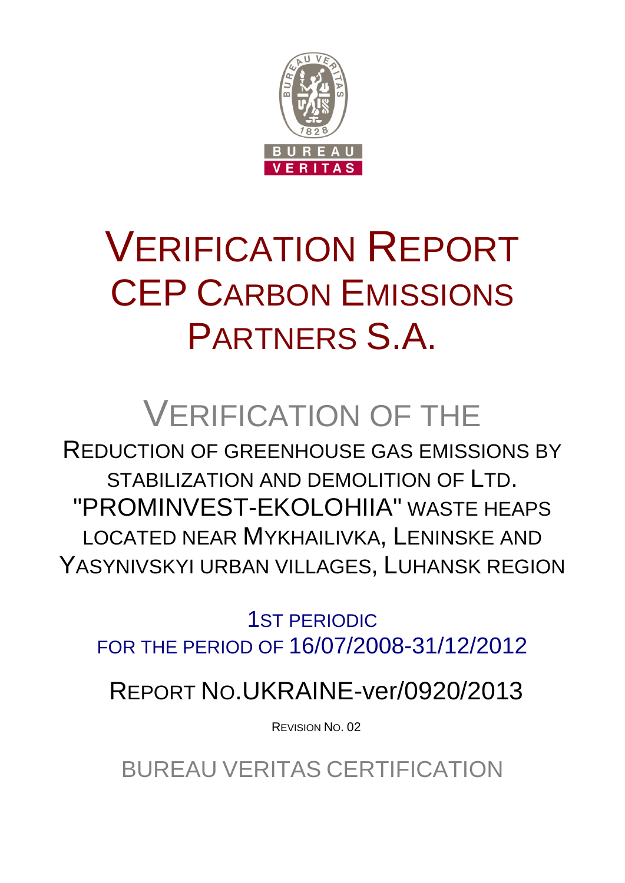BUREAU VERITAS

# VERIFICATION REPORT CEP CARBON EMISSIONS PARTNERS S.A.

## VERIFICATION OF THE

REDUCTION OF GREENHOUSE GAS EMISSIONS BY STABILIZATION AND DEMOLITION OF LTD. "PROMINVEST-EKOLOHIIA" WASTE HEAPS LOCATED NEAR MYKHAILIVKA, LENINSKE AND YASYNIVSKYI URBAN VILLAGES, LUHANSK REGION

1ST PERIODIC

FOR THE PERIOD OF 16/07/2008-31/12/2012

REPORT NO.UKRAINE-ver/0920/2013

REVISION NO. 02

BUREAU VERITAS CERTIFICATION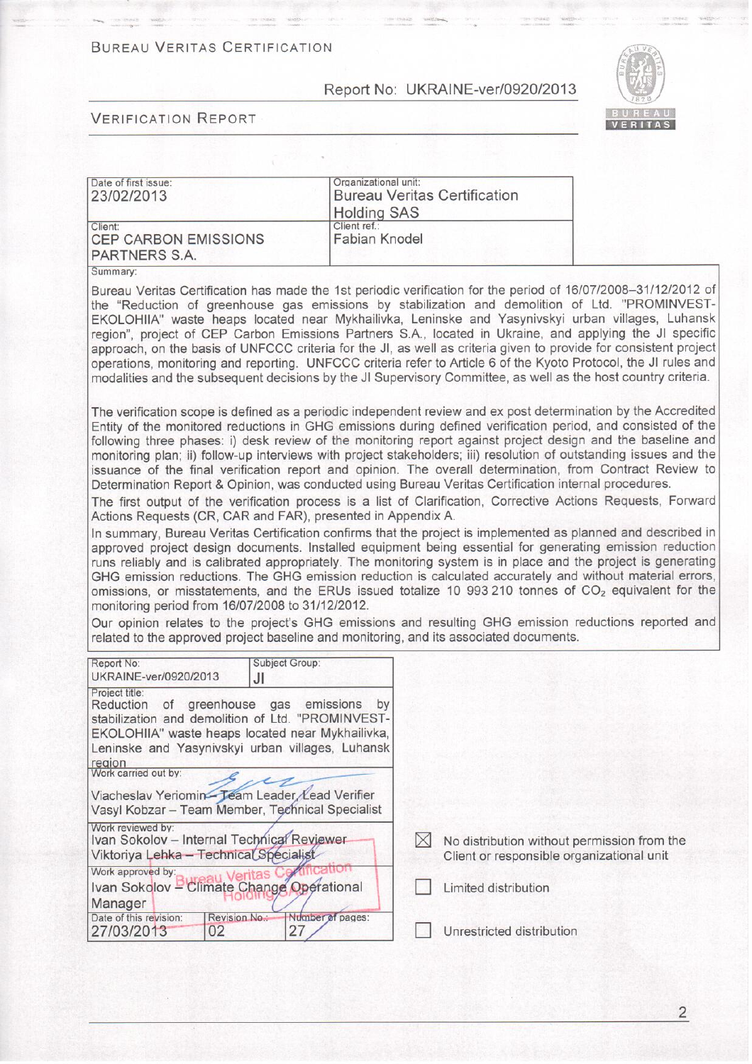BUREAU VERITAS CERTIFICATION

Report No: UKRAINE-ver/0920/2013

VERIFICATION REPORT

| Date of first issue: 23/02/2013 | Organizational unit: Bureau Veritas Certification Holding SAS |
|---|---|
| Client: CEP CARBON EMISSIONS PARTNERS S.A. | Client ref.: Fabian Knodel |

Summary:

Bureau Veritas Certification has made the 1st periodic verification for the period of 16/07/2008–31/12/2012 of the "Reduction of greenhouse gas emissions by stabilization and demolition of Ltd. "PROMINVEST-EKOLOHIIA" waste heaps located near Mykhailivka, Leninske and Yasynivskyi urban villages, Luhansk region", project of CEP Carbon Emissions Partners S.A., located in Ukraine, and applying the JI specific approach, on the basis of UNFCCC criteria for the JI, as well as criteria given to provide for consistent project operations, monitoring and reporting. UNFCCC criteria refer to Article 6 of the Kyoto Protocol, the JI rules and modalities and the subsequent decisions by the JI Supervisory Committee, as well as the host country criteria.

The verification scope is defined as a periodic independent review and ex post determination by the Accredited Entity of the monitored reductions in GHG emissions during defined verification period, and consisted of the following three phases: i) desk review of the monitoring report against project design and the baseline and monitoring plan; ii) follow-up interviews with project stakeholders; iii) resolution of outstanding issues and the issuance of the final verification report and opinion. The overall determination, from Contract Review to Determination Report & Opinion, was conducted using Bureau Veritas Certification internal procedures.

The first output of the verification process is a list of Clarification, Corrective Actions Requests, Forward Actions Requests (CR, CAR and FAR), presented in Appendix A.

In summary, Bureau Veritas Certification confirms that the project is implemented as planned and described in approved project design documents. Installed equipment being essential for generating emission reduction runs reliably and is calibrated appropriately. The monitoring system is in place and the project is generating GHG emission reductions. The GHG emission reduction is calculated accurately and without material errors, omissions, or misstatements, and the ERUs issued totalize 10 993 210 tonnes of $CO_2$ equivalent for the monitoring period from 16/07/2008 to 31/12/2012.

Our opinion relates to the project's GHG emissions and resulting GHG emission reductions reported and related to the approved project baseline and monitoring, and its associated documents.

| Report No: UKRAINE-ver/0920/2013 | Subject Group: JI | |
|---|---|---|
| Project title: Reduction of greenhouse gas emissions by stabilization and demolition of Ltd. "PROMINVEST-EKOLOHIIA" waste heaps located near Mykhailivka, Leninske and Yasynivskyi urban villages, Luhansk region | | |
| Work carried out by: Viacheslav Yeriomin – Team Leader, Lead Verifier; Vasyl Kobzar – Team Member, Technical Specialist | | |
| Work reviewed by: Ivan Sokolov – Internal Technical Reviewer; Viktoriya Lehka – Technical Specialist | | |
| Work approved by: Ivan Sokolov – Climate Change Operational Manager | | |
| Date of this revision: 27/03/2013 | Revision No.: 02 | Number of pages: 27 |

- [x] No distribution without permission from the Client or responsible organizational unit
- [ ] Limited distribution
- [ ] Unrestricted distribution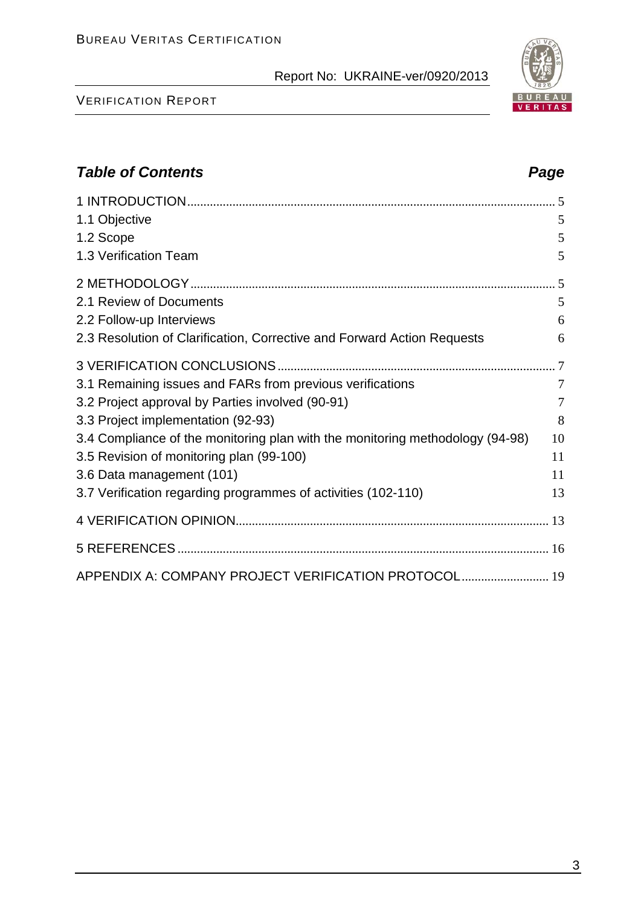## *Table of Contents* *Page*

| | |
|---|---|
| 1 INTRODUCTION | 5 |
| 1.1 Objective | 5 |
| 1.2 Scope | 5 |
| 1.3 Verification Team | 5 |
| 2 METHODOLOGY | 5 |
| 2.1 Review of Documents | 5 |
| 2.2 Follow-up Interviews | 6 |
| 2.3 Resolution of Clarification, Corrective and Forward Action Requests | 6 |
| 3 VERIFICATION CONCLUSIONS | 7 |
| 3.1 Remaining issues and FARs from previous verifications | 7 |
| 3.2 Project approval by Parties involved (90-91) | 7 |
| 3.3 Project implementation (92-93) | 8 |
| 3.4 Compliance of the monitoring plan with the monitoring methodology (94-98) | 10 |
| 3.5 Revision of monitoring plan (99-100) | 11 |
| 3.6 Data management (101) | 11 |
| 3.7 Verification regarding programmes of activities (102-110) | 13 |
| 4 VERIFICATION OPINION | 13 |
| 5 REFERENCES | 16 |
| APPENDIX A: COMPANY PROJECT VERIFICATION PROTOCOL | 19 |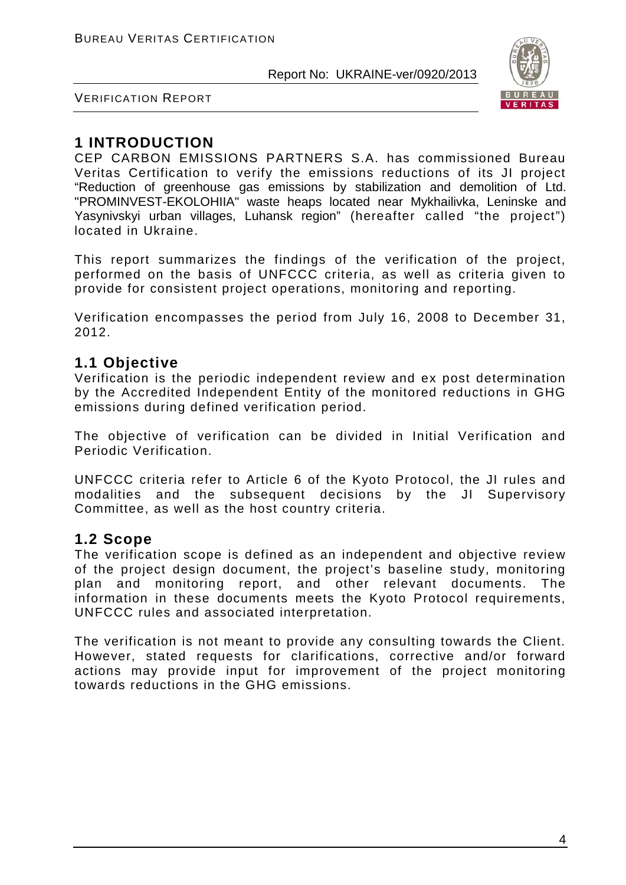# 1 INTRODUCTION

CEP CARBON EMISSIONS PARTNERS S.A. has commissioned Bureau Veritas Certification to verify the emissions reductions of its JI project "Reduction of greenhouse gas emissions by stabilization and demolition of Ltd. "PROMINVEST-EKOLOHIIA" waste heaps located near Mykhailivka, Leninske and Yasynivskyi urban villages, Luhansk region" (hereafter called "the project") located in Ukraine.

This report summarizes the findings of the verification of the project, performed on the basis of UNFCCC criteria, as well as criteria given to provide for consistent project operations, monitoring and reporting.

Verification encompasses the period from July 16, 2008 to December 31, 2012.

## 1.1 Objective

Verification is the periodic independent review and ex post determination by the Accredited Independent Entity of the monitored reductions in GHG emissions during defined verification period.

The objective of verification can be divided in Initial Verification and Periodic Verification.

UNFCCC criteria refer to Article 6 of the Kyoto Protocol, the JI rules and modalities and the subsequent decisions by the JI Supervisory Committee, as well as the host country criteria.

## 1.2 Scope

The verification scope is defined as an independent and objective review of the project design document, the project's baseline study, monitoring plan and monitoring report, and other relevant documents. The information in these documents meets the Kyoto Protocol requirements, UNFCCC rules and associated interpretation.

The verification is not meant to provide any consulting towards the Client. However, stated requests for clarifications, corrective and/or forward actions may provide input for improvement of the project monitoring towards reductions in the GHG emissions.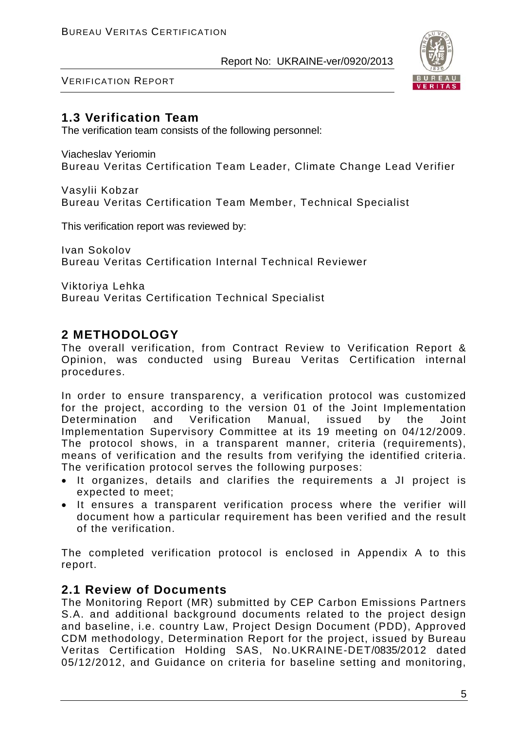## 1.3 Verification Team

The verification team consists of the following personnel:

Viacheslav Yeriomin
Bureau Veritas Certification Team Leader, Climate Change Lead Verifier

Vasylii Kobzar
Bureau Veritas Certification Team Member, Technical Specialist

This verification report was reviewed by:

Ivan Sokolov
Bureau Veritas Certification Internal Technical Reviewer

Viktoriya Lehka
Bureau Veritas Certification Technical Specialist

# 2 METHODOLOGY

The overall verification, from Contract Review to Verification Report & Opinion, was conducted using Bureau Veritas Certification internal procedures.

In order to ensure transparency, a verification protocol was customized for the project, according to the version 01 of the Joint Implementation Determination and Verification Manual, issued by the Joint Implementation Supervisory Committee at its 19 meeting on 04/12/2009. The protocol shows, in a transparent manner, criteria (requirements), means of verification and the results from verifying the identified criteria. The verification protocol serves the following purposes:

- It organizes, details and clarifies the requirements a JI project is expected to meet;
- It ensures a transparent verification process where the verifier will document how a particular requirement has been verified and the result of the verification.

The completed verification protocol is enclosed in Appendix A to this report.

## 2.1 Review of Documents

The Monitoring Report (MR) submitted by CEP Carbon Emissions Partners S.A. and additional background documents related to the project design and baseline, i.e. country Law, Project Design Document (PDD), Approved CDM methodology, Determination Report for the project, issued by Bureau Veritas Certification Holding SAS, No.UKRAINE-DET/0835/2012 dated 05/12/2012, and Guidance on criteria for baseline setting and monitoring,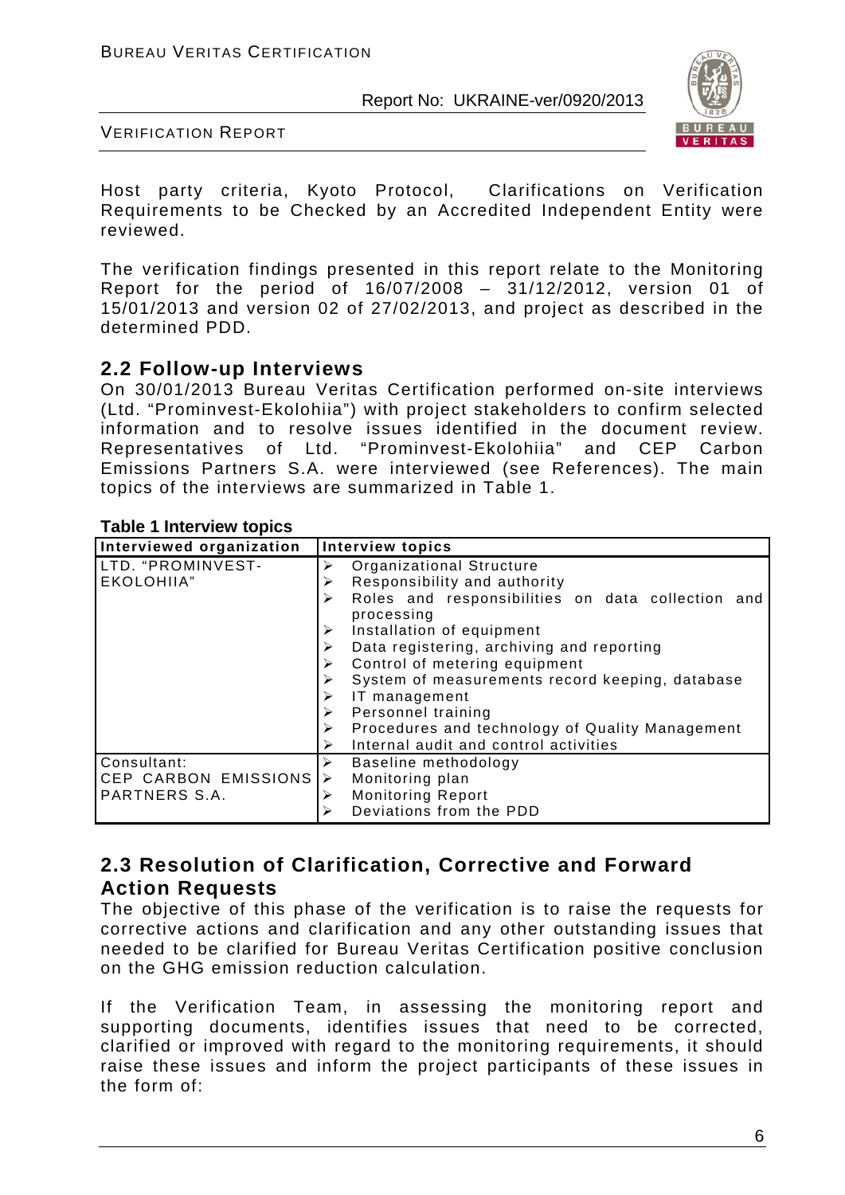Host party criteria, Kyoto Protocol, Clarifications on Verification Requirements to be Checked by an Accredited Independent Entity were reviewed.

The verification findings presented in this report relate to the Monitoring Report for the period of 16/07/2008 – 31/12/2012, version 01 of 15/01/2013 and version 02 of 27/02/2013, and project as described in the determined PDD.

## 2.2 Follow-up Interviews

On 30/01/2013 Bureau Veritas Certification performed on-site interviews (Ltd. "Prominvest-Ekolohiia") with project stakeholders to confirm selected information and to resolve issues identified in the document review. Representatives of Ltd. "Prominvest-Ekolohiia" and CEP Carbon Emissions Partners S.A. were interviewed (see References). The main topics of the interviews are summarized in Table 1.

**Table 1 Interview topics**

| Interviewed organization | Interview topics |
|---|---|
| LTD. "PROMINVEST-EKOLOHIIA" | ➢ Organizational Structure<br>➢ Responsibility and authority<br>➢ Roles and responsibilities on data collection and processing<br>➢ Installation of equipment<br>➢ Data registering, archiving and reporting<br>➢ Control of metering equipment<br>➢ System of measurements record keeping, database<br>➢ IT management<br>➢ Personnel training<br>➢ Procedures and technology of Quality Management<br>➢ Internal audit and control activities |
| Consultant: CEP CARBON EMISSIONS PARTNERS S.A. | ➢ Baseline methodology<br>➢ Monitoring plan<br>➢ Monitoring Report<br>➢ Deviations from the PDD |

## 2.3 Resolution of Clarification, Corrective and Forward Action Requests

The objective of this phase of the verification is to raise the requests for corrective actions and clarification and any other outstanding issues that needed to be clarified for Bureau Veritas Certification positive conclusion on the GHG emission reduction calculation.

If the Verification Team, in assessing the monitoring report and supporting documents, identifies issues that need to be corrected, clarified or improved with regard to the monitoring requirements, it should raise these issues and inform the project participants of these issues in the form of: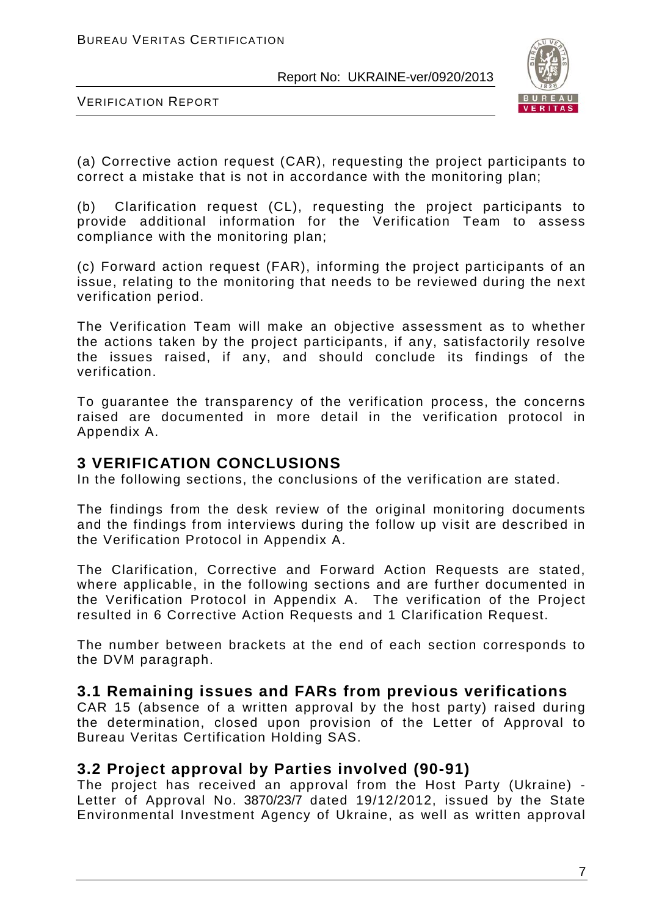(a) Corrective action request (CAR), requesting the project participants to correct a mistake that is not in accordance with the monitoring plan;

(b) Clarification request (CL), requesting the project participants to provide additional information for the Verification Team to assess compliance with the monitoring plan;

(c) Forward action request (FAR), informing the project participants of an issue, relating to the monitoring that needs to be reviewed during the next verification period.

The Verification Team will make an objective assessment as to whether the actions taken by the project participants, if any, satisfactorily resolve the issues raised, if any, and should conclude its findings of the verification.

To guarantee the transparency of the verification process, the concerns raised are documented in more detail in the verification protocol in Appendix A.

# 3 VERIFICATION CONCLUSIONS

In the following sections, the conclusions of the verification are stated.

The findings from the desk review of the original monitoring documents and the findings from interviews during the follow up visit are described in the Verification Protocol in Appendix A.

The Clarification, Corrective and Forward Action Requests are stated, where applicable, in the following sections and are further documented in the Verification Protocol in Appendix A. The verification of the Project resulted in 6 Corrective Action Requests and 1 Clarification Request.

The number between brackets at the end of each section corresponds to the DVM paragraph.

## 3.1 Remaining issues and FARs from previous verifications

CAR 15 (absence of a written approval by the host party) raised during the determination, closed upon provision of the Letter of Approval to Bureau Veritas Certification Holding SAS.

## 3.2 Project approval by Parties involved (90-91)

The project has received an approval from the Host Party (Ukraine) - Letter of Approval No. 3870/23/7 dated 19/12/2012, issued by the State Environmental Investment Agency of Ukraine, as well as written approval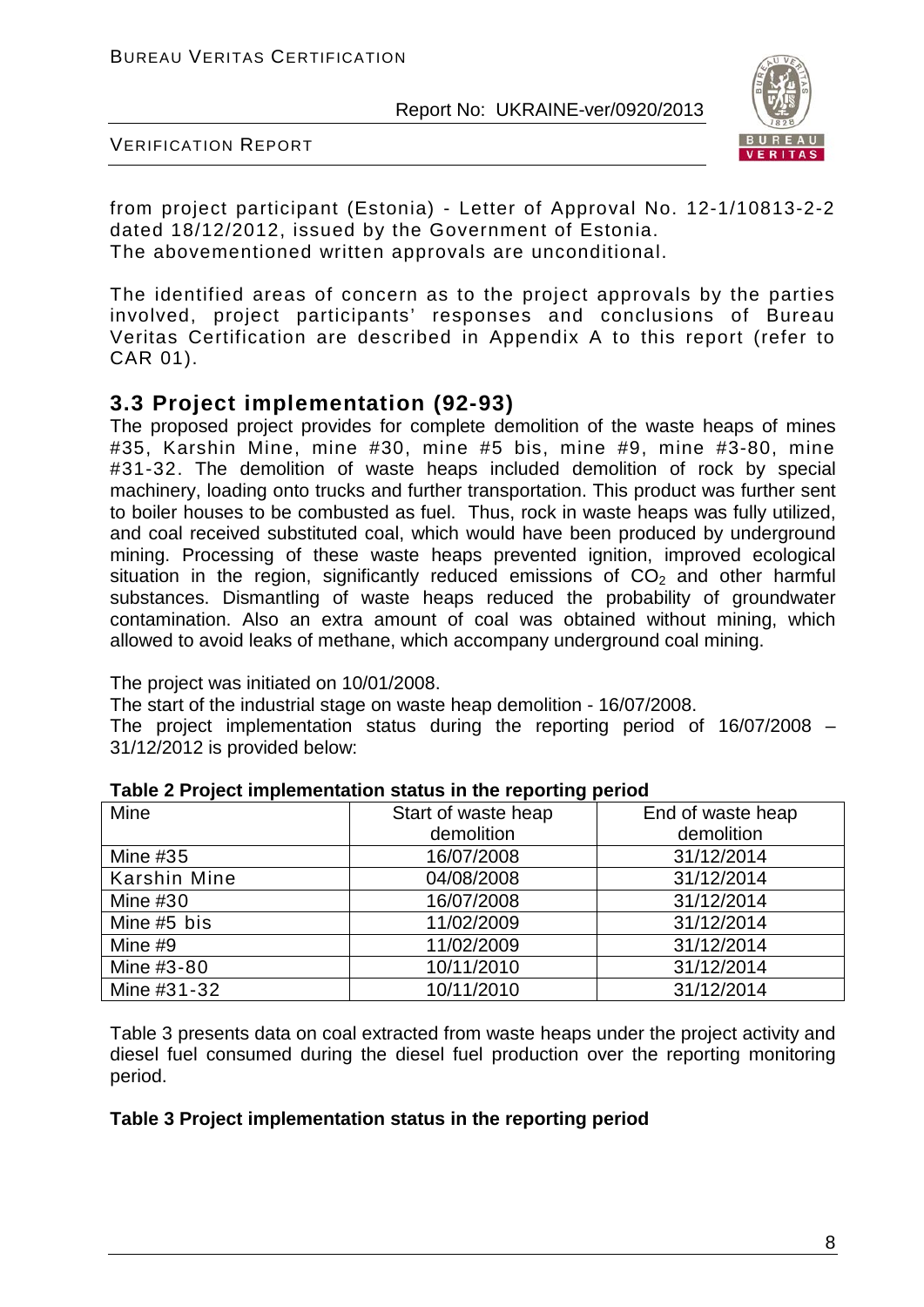from project participant (Estonia) - Letter of Approval No. 12-1/10813-2-2 dated 18/12/2012, issued by the Government of Estonia.
The abovementioned written approvals are unconditional.

The identified areas of concern as to the project approvals by the parties involved, project participants' responses and conclusions of Bureau Veritas Certification are described in Appendix A to this report (refer to CAR 01).

## 3.3 Project implementation (92-93)

The proposed project provides for complete demolition of the waste heaps of mines #35, Karshin Mine, mine #30, mine #5 bis, mine #9, mine #3-80, mine #31-32. The demolition of waste heaps included demolition of rock by special machinery, loading onto trucks and further transportation. This product was further sent to boiler houses to be combusted as fuel. Thus, rock in waste heaps was fully utilized, and coal received substituted coal, which would have been produced by underground mining. Processing of these waste heaps prevented ignition, improved ecological situation in the region, significantly reduced emissions of $CO_2$ and other harmful substances. Dismantling of waste heaps reduced the probability of groundwater contamination. Also an extra amount of coal was obtained without mining, which allowed to avoid leaks of methane, which accompany underground coal mining.

The project was initiated on 10/01/2008.
The start of the industrial stage on waste heap demolition - 16/07/2008.
The project implementation status during the reporting period of 16/07/2008 – 31/12/2012 is provided below:

**Table 2 Project implementation status in the reporting period**

| Mine | Start of waste heap demolition | End of waste heap demolition |
|---|---|---|
| Mine #35 | 16/07/2008 | 31/12/2014 |
| Karshin Mine | 04/08/2008 | 31/12/2014 |
| Mine #30 | 16/07/2008 | 31/12/2014 |
| Mine #5 bis | 11/02/2009 | 31/12/2014 |
| Mine #9 | 11/02/2009 | 31/12/2014 |
| Mine #3-80 | 10/11/2010 | 31/12/2014 |
| Mine #31-32 | 10/11/2010 | 31/12/2014 |

Table 3 presents data on coal extracted from waste heaps under the project activity and diesel fuel consumed during the diesel fuel production over the reporting monitoring period.

**Table 3 Project implementation status in the reporting period**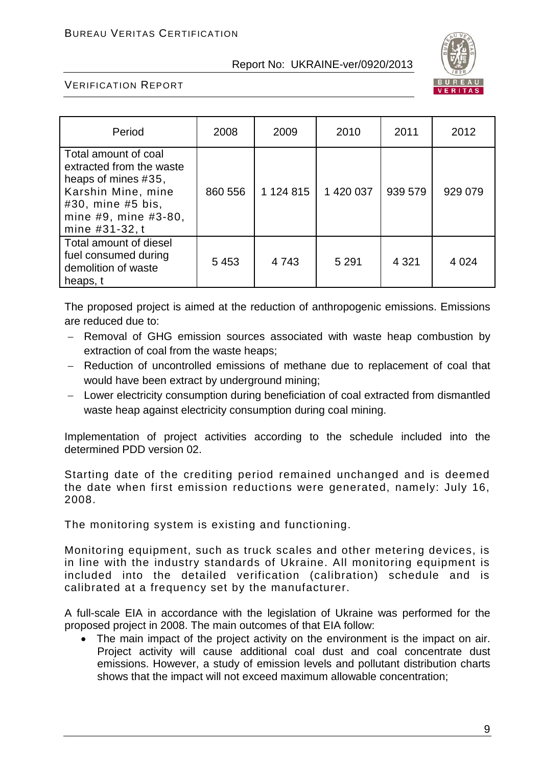| Period | 2008 | 2009 | 2010 | 2011 | 2012 |
|---|---|---|---|---|---|
| Total amount of coal extracted from the waste heaps of mines #35, Karshin Mine, mine #30, mine #5 bis, mine #9, mine #3-80, mine #31-32, t | 860 556 | 1 124 815 | 1 420 037 | 939 579 | 929 079 |
| Total amount of diesel fuel consumed during demolition of waste heaps, t | 5 453 | 4 743 | 5 291 | 4 321 | 4 024 |

The proposed project is aimed at the reduction of anthropogenic emissions. Emissions are reduced due to:

- Removal of GHG emission sources associated with waste heap combustion by extraction of coal from the waste heaps;
- Reduction of uncontrolled emissions of methane due to replacement of coal that would have been extract by underground mining;
- Lower electricity consumption during beneficiation of coal extracted from dismantled waste heap against electricity consumption during coal mining.

Implementation of project activities according to the schedule included into the determined PDD version 02.

Starting date of the crediting period remained unchanged and is deemed the date when first emission reductions were generated, namely: July 16, 2008.

The monitoring system is existing and functioning.

Monitoring equipment, such as truck scales and other metering devices, is in line with the industry standards of Ukraine. All monitoring equipment is included into the detailed verification (calibration) schedule and is calibrated at a frequency set by the manufacturer.

A full-scale EIA in accordance with the legislation of Ukraine was performed for the proposed project in 2008. The main outcomes of that EIA follow:

- The main impact of the project activity on the environment is the impact on air. Project activity will cause additional coal dust and coal concentrate dust emissions. However, a study of emission levels and pollutant distribution charts shows that the impact will not exceed maximum allowable concentration;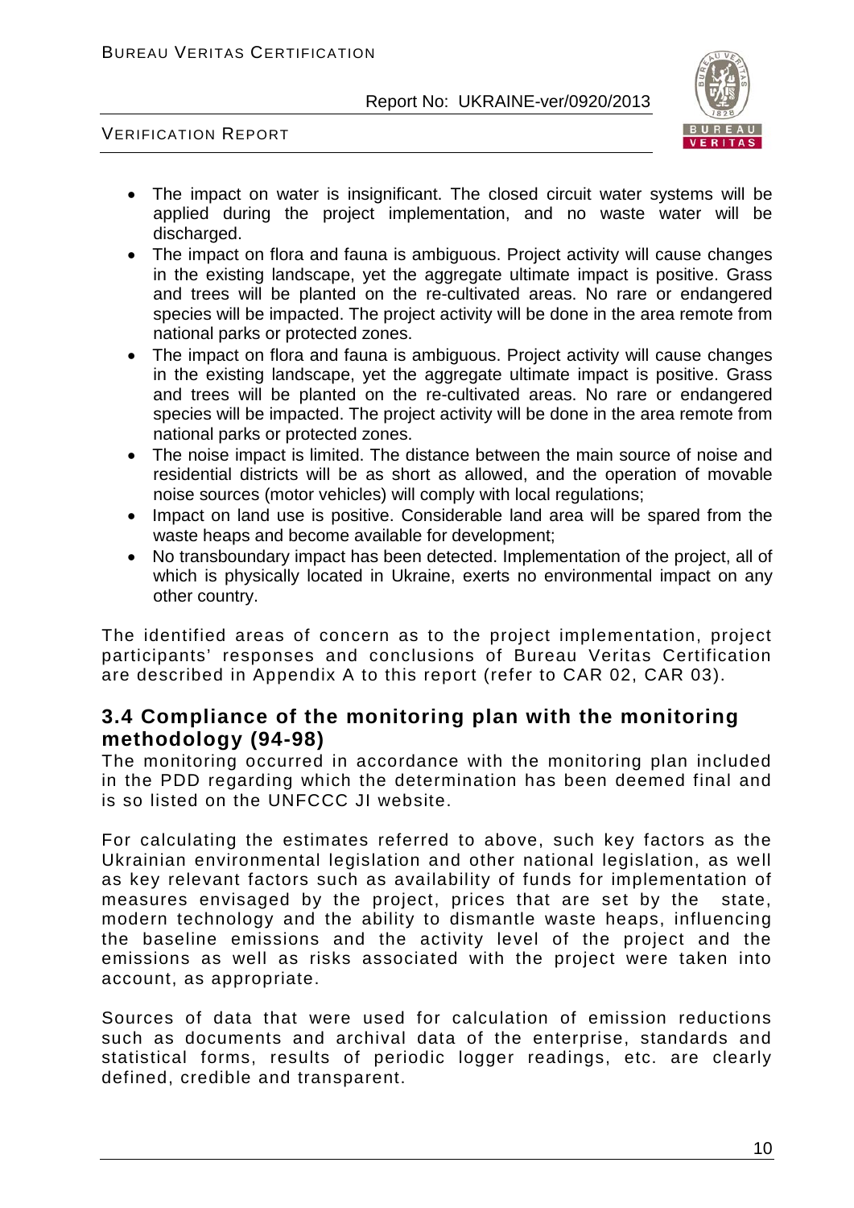- The impact on water is insignificant. The closed circuit water systems will be applied during the project implementation, and no waste water will be discharged.
- The impact on flora and fauna is ambiguous. Project activity will cause changes in the existing landscape, yet the aggregate ultimate impact is positive. Grass and trees will be planted on the re-cultivated areas. No rare or endangered species will be impacted. The project activity will be done in the area remote from national parks or protected zones.
- The impact on flora and fauna is ambiguous. Project activity will cause changes in the existing landscape, yet the aggregate ultimate impact is positive. Grass and trees will be planted on the re-cultivated areas. No rare or endangered species will be impacted. The project activity will be done in the area remote from national parks or protected zones.
- The noise impact is limited. The distance between the main source of noise and residential districts will be as short as allowed, and the operation of movable noise sources (motor vehicles) will comply with local regulations;
- Impact on land use is positive. Considerable land area will be spared from the waste heaps and become available for development;
- No transboundary impact has been detected. Implementation of the project, all of which is physically located in Ukraine, exerts no environmental impact on any other country.

The identified areas of concern as to the project implementation, project participants' responses and conclusions of Bureau Veritas Certification are described in Appendix A to this report (refer to CAR 02, CAR 03).

## 3.4 Compliance of the monitoring plan with the monitoring methodology (94-98)

The monitoring occurred in accordance with the monitoring plan included in the PDD regarding which the determination has been deemed final and is so listed on the UNFCCC JI website.

For calculating the estimates referred to above, such key factors as the Ukrainian environmental legislation and other national legislation, as well as key relevant factors such as availability of funds for implementation of measures envisaged by the project, prices that are set by the state, modern technology and the ability to dismantle waste heaps, influencing the baseline emissions and the activity level of the project and the emissions as well as risks associated with the project were taken into account, as appropriate.

Sources of data that were used for calculation of emission reductions such as documents and archival data of the enterprise, standards and statistical forms, results of periodic logger readings, etc. are clearly defined, credible and transparent.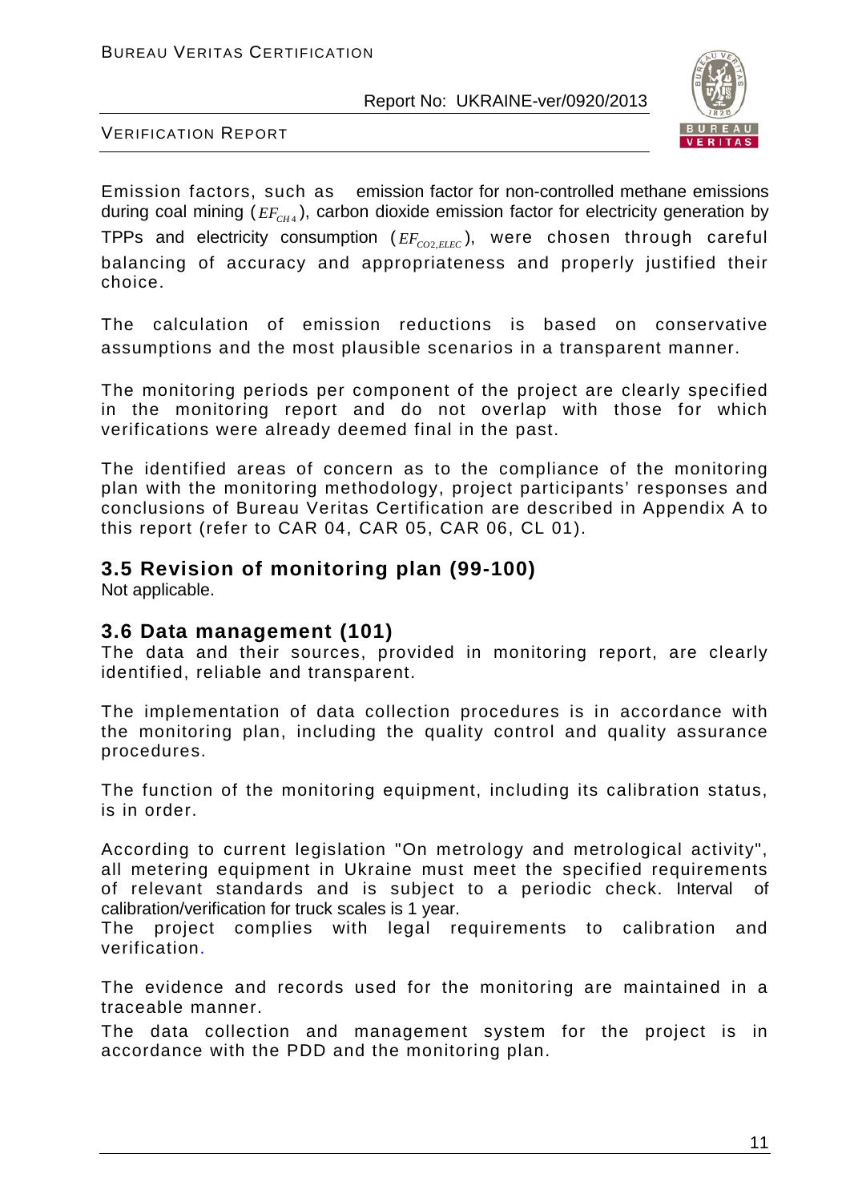Emission factors, such as emission factor for non-controlled methane emissions during coal mining ($EF_{CH4}$), carbon dioxide emission factor for electricity generation by TPPs and electricity consumption ($EF_{CO2,ELEC}$), were chosen through careful balancing of accuracy and appropriateness and properly justified their choice.

The calculation of emission reductions is based on conservative assumptions and the most plausible scenarios in a transparent manner.

The monitoring periods per component of the project are clearly specified in the monitoring report and do not overlap with those for which verifications were already deemed final in the past.

The identified areas of concern as to the compliance of the monitoring plan with the monitoring methodology, project participants' responses and conclusions of Bureau Veritas Certification are described in Appendix A to this report (refer to CAR 04, CAR 05, CAR 06, CL 01).

## 3.5 Revision of monitoring plan (99-100)

Not applicable.

## 3.6 Data management (101)

The data and their sources, provided in monitoring report, are clearly identified, reliable and transparent.

The implementation of data collection procedures is in accordance with the monitoring plan, including the quality control and quality assurance procedures.

The function of the monitoring equipment, including its calibration status, is in order.

According to current legislation "On metrology and metrological activity", all metering equipment in Ukraine must meet the specified requirements of relevant standards and is subject to a periodic check. Interval of calibration/verification for truck scales is 1 year.
The project complies with legal requirements to calibration and verification.

The evidence and records used for the monitoring are maintained in a traceable manner.
The data collection and management system for the project is in accordance with the PDD and the monitoring plan.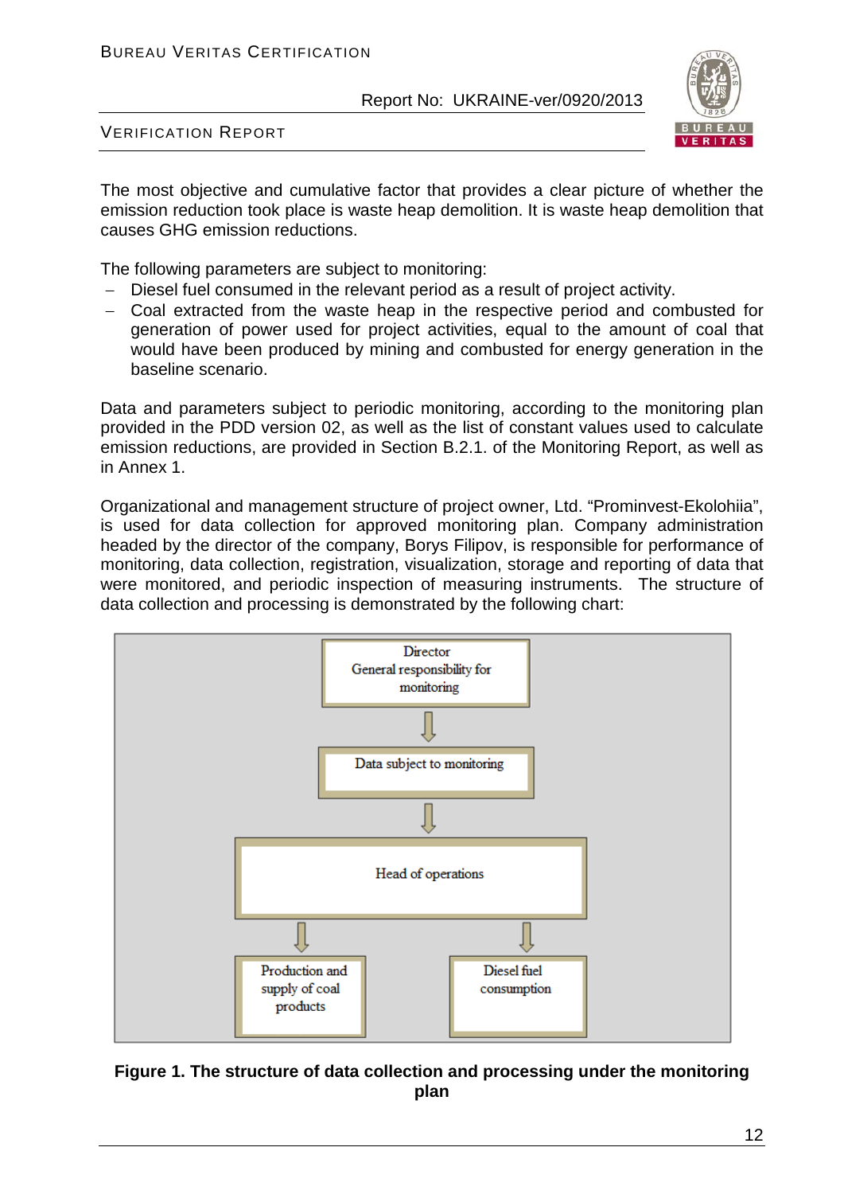The most objective and cumulative factor that provides a clear picture of whether the emission reduction took place is waste heap demolition. It is waste heap demolition that causes GHG emission reductions.

The following parameters are subject to monitoring:

- Diesel fuel consumed in the relevant period as a result of project activity.
- Coal extracted from the waste heap in the respective period and combusted for generation of power used for project activities, equal to the amount of coal that would have been produced by mining and combusted for energy generation in the baseline scenario.

Data and parameters subject to periodic monitoring, according to the monitoring plan provided in the PDD version 02, as well as the list of constant values used to calculate emission reductions, are provided in Section B.2.1. of the Monitoring Report, as well as in Annex 1.

Organizational and management structure of project owner, Ltd. "Prominvest-Ekolohiia", is used for data collection for approved monitoring plan. Company administration headed by the director of the company, Borys Filipov, is responsible for performance of monitoring, data collection, registration, visualization, storage and reporting of data that were monitored, and periodic inspection of measuring instruments. The structure of data collection and processing is demonstrated by the following chart:

Director
General responsibility for monitoring

↓

Data subject to monitoring

↓

Head of operations

↓ Production and supply of coal products

↓ Diesel fuel consumption

**Figure 1. The structure of data collection and processing under the monitoring plan**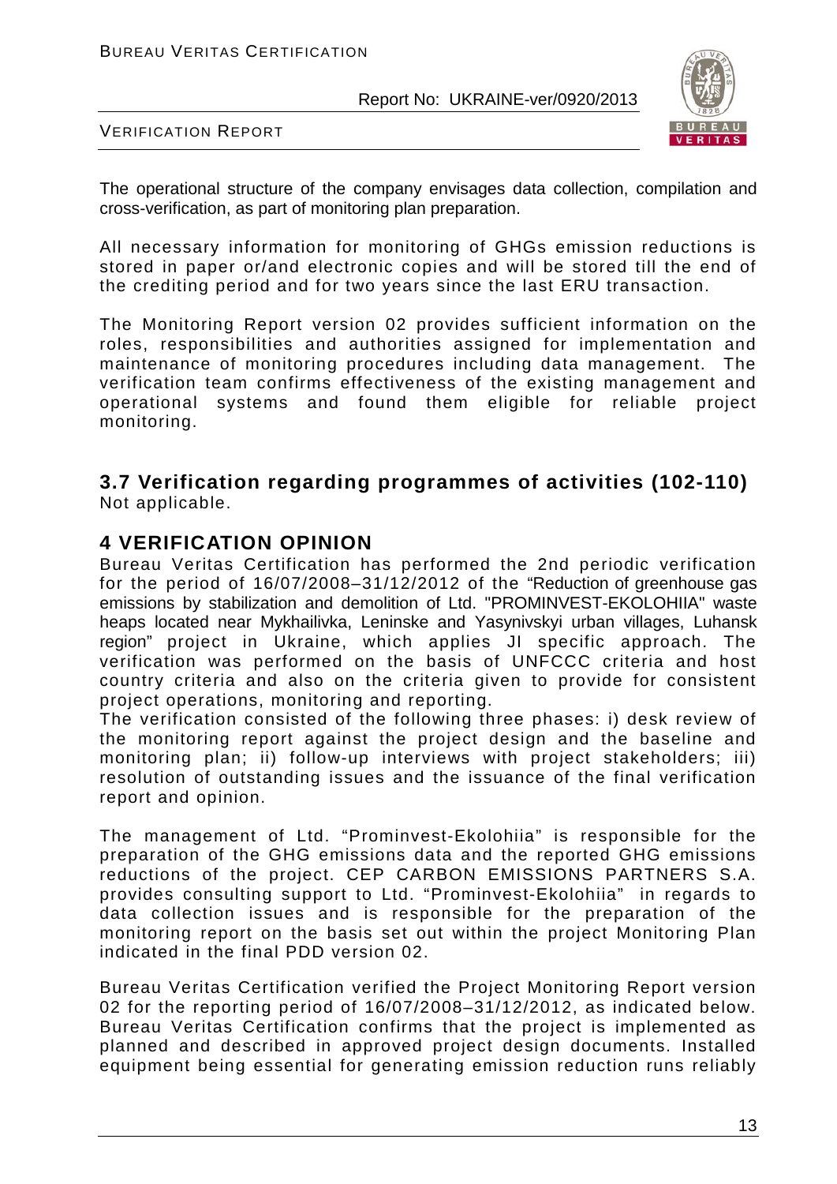The operational structure of the company envisages data collection, compilation and cross-verification, as part of monitoring plan preparation.

All necessary information for monitoring of GHGs emission reductions is stored in paper or/and electronic copies and will be stored till the end of the crediting period and for two years since the last ERU transaction.

The Monitoring Report version 02 provides sufficient information on the roles, responsibilities and authorities assigned for implementation and maintenance of monitoring procedures including data management. The verification team confirms effectiveness of the existing management and operational systems and found them eligible for reliable project monitoring.

## 3.7 Verification regarding programmes of activities (102-110)

Not applicable.

# 4 VERIFICATION OPINION

Bureau Veritas Certification has performed the 2nd periodic verification for the period of 16/07/2008–31/12/2012 of the "Reduction of greenhouse gas emissions by stabilization and demolition of Ltd. "PROMINVEST-EKOLOHIIA" waste heaps located near Mykhailivka, Leninske and Yasynivskyi urban villages, Luhansk region" project in Ukraine, which applies JI specific approach. The verification was performed on the basis of UNFCCC criteria and host country criteria and also on the criteria given to provide for consistent project operations, monitoring and reporting.

The verification consisted of the following three phases: i) desk review of the monitoring report against the project design and the baseline and monitoring plan; ii) follow-up interviews with project stakeholders; iii) resolution of outstanding issues and the issuance of the final verification report and opinion.

The management of Ltd. "Prominvest-Ekolohiia" is responsible for the preparation of the GHG emissions data and the reported GHG emissions reductions of the project. CEP CARBON EMISSIONS PARTNERS S.A. provides consulting support to Ltd. "Prominvest-Ekolohiia" in regards to data collection issues and is responsible for the preparation of the monitoring report on the basis set out within the project Monitoring Plan indicated in the final PDD version 02.

Bureau Veritas Certification verified the Project Monitoring Report version 02 for the reporting period of 16/07/2008–31/12/2012, as indicated below. Bureau Veritas Certification confirms that the project is implemented as planned and described in approved project design documents. Installed equipment being essential for generating emission reduction runs reliably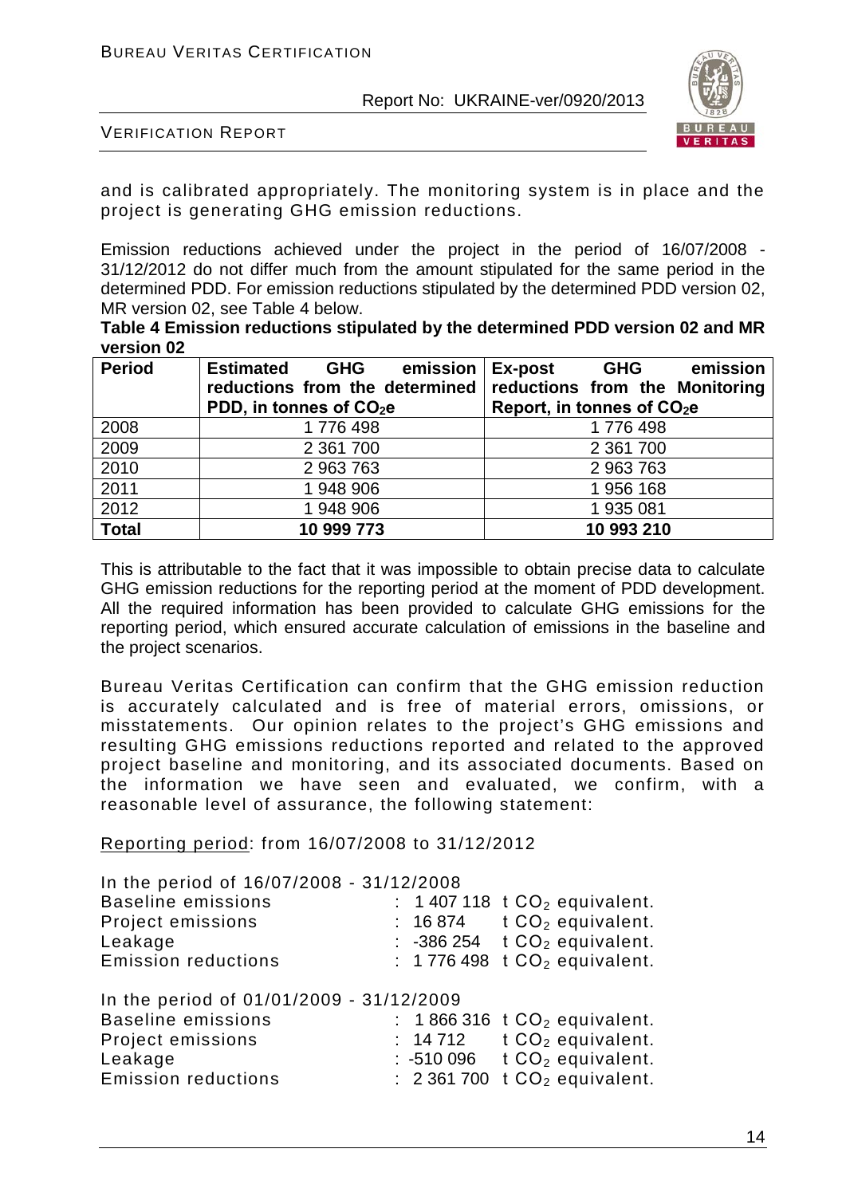and is calibrated appropriately. The monitoring system is in place and the project is generating GHG emission reductions.

Emission reductions achieved under the project in the period of 16/07/2008 - 31/12/2012 do not differ much from the amount stipulated for the same period in the determined PDD. For emission reductions stipulated by the determined PDD version 02, MR version 02, see Table 4 below.

**Table 4 Emission reductions stipulated by the determined PDD version 02 and MR version 02**

| Period | Estimated GHG emission reductions from the determined PDD, in tonnes of $CO_2e$ | Ex-post GHG emission reductions from the Monitoring Report, in tonnes of $CO_2e$ |
|---|---|---|
| 2008 | 1 776 498 | 1 776 498 |
| 2009 | 2 361 700 | 2 361 700 |
| 2010 | 2 963 763 | 2 963 763 |
| 2011 | 1 948 906 | 1 956 168 |
| 2012 | 1 948 906 | 1 935 081 |
| **Total** | **10 999 773** | **10 993 210** |

This is attributable to the fact that it was impossible to obtain precise data to calculate GHG emission reductions for the reporting period at the moment of PDD development. All the required information has been provided to calculate GHG emissions for the reporting period, which ensured accurate calculation of emissions in the baseline and the project scenarios.

Bureau Veritas Certification can confirm that the GHG emission reduction is accurately calculated and is free of material errors, omissions, or misstatements. Our opinion relates to the project's GHG emissions and resulting GHG emissions reductions reported and related to the approved project baseline and monitoring, and its associated documents. Based on the information we have seen and evaluated, we confirm, with a reasonable level of assurance, the following statement:

Reporting period: from 16/07/2008 to 31/12/2012

In the period of 16/07/2008 - 31/12/2008

| | | |
|---|---|---|
| Baseline emissions | : 1 407 118 | t $CO_2$ equivalent. |
| Project emissions | : 16 874 | t $CO_2$ equivalent. |
| Leakage | : -386 254 | t $CO_2$ equivalent. |
| Emission reductions | : 1 776 498 | t $CO_2$ equivalent. |

In the period of 01/01/2009 - 31/12/2009

| | | |
|---|---|---|
| Baseline emissions | : 1 866 316 | t $CO_2$ equivalent. |
| Project emissions | : 14 712 | t $CO_2$ equivalent. |
| Leakage | : -510 096 | t $CO_2$ equivalent. |
| Emission reductions | : 2 361 700 | t $CO_2$ equivalent. |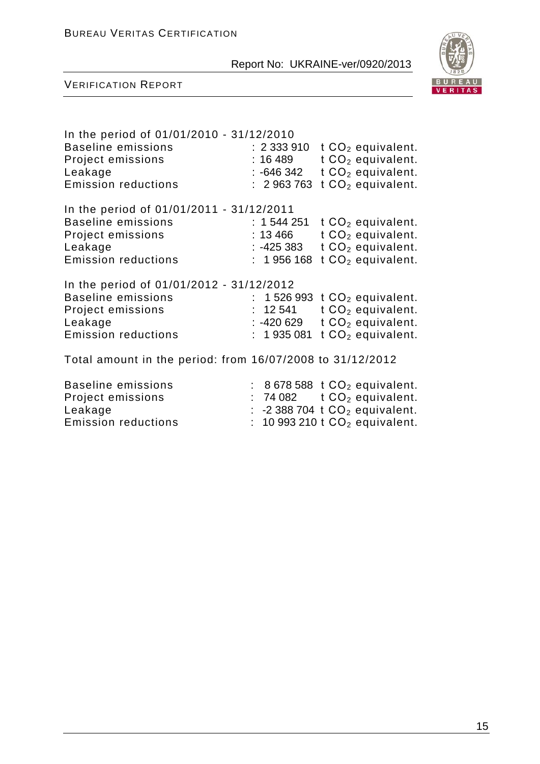In the period of 01/01/2010 - 31/12/2010

Baseline emissions : 2 333 910 t $CO_2$ equivalent.
Project emissions : 16 489 t $CO_2$ equivalent.
Leakage : -646 342 t $CO_2$ equivalent.
Emission reductions : 2 963 763 t $CO_2$ equivalent.

In the period of 01/01/2011 - 31/12/2011

Baseline emissions : 1 544 251 t $CO_2$ equivalent.
Project emissions : 13 466 t $CO_2$ equivalent.
Leakage : -425 383 t $CO_2$ equivalent.
Emission reductions : 1 956 168 t $CO_2$ equivalent.

In the period of 01/01/2012 - 31/12/2012

Baseline emissions : 1 526 993 t $CO_2$ equivalent.
Project emissions : 12 541 t $CO_2$ equivalent.
Leakage : -420 629 t $CO_2$ equivalent.
Emission reductions : 1 935 081 t $CO_2$ equivalent.

Total amount in the period: from 16/07/2008 to 31/12/2012

Baseline emissions : 8 678 588 t $CO_2$ equivalent.
Project emissions : 74 082 t $CO_2$ equivalent.
Leakage : -2 388 704 t $CO_2$ equivalent.
Emission reductions : 10 993 210 t $CO_2$ equivalent.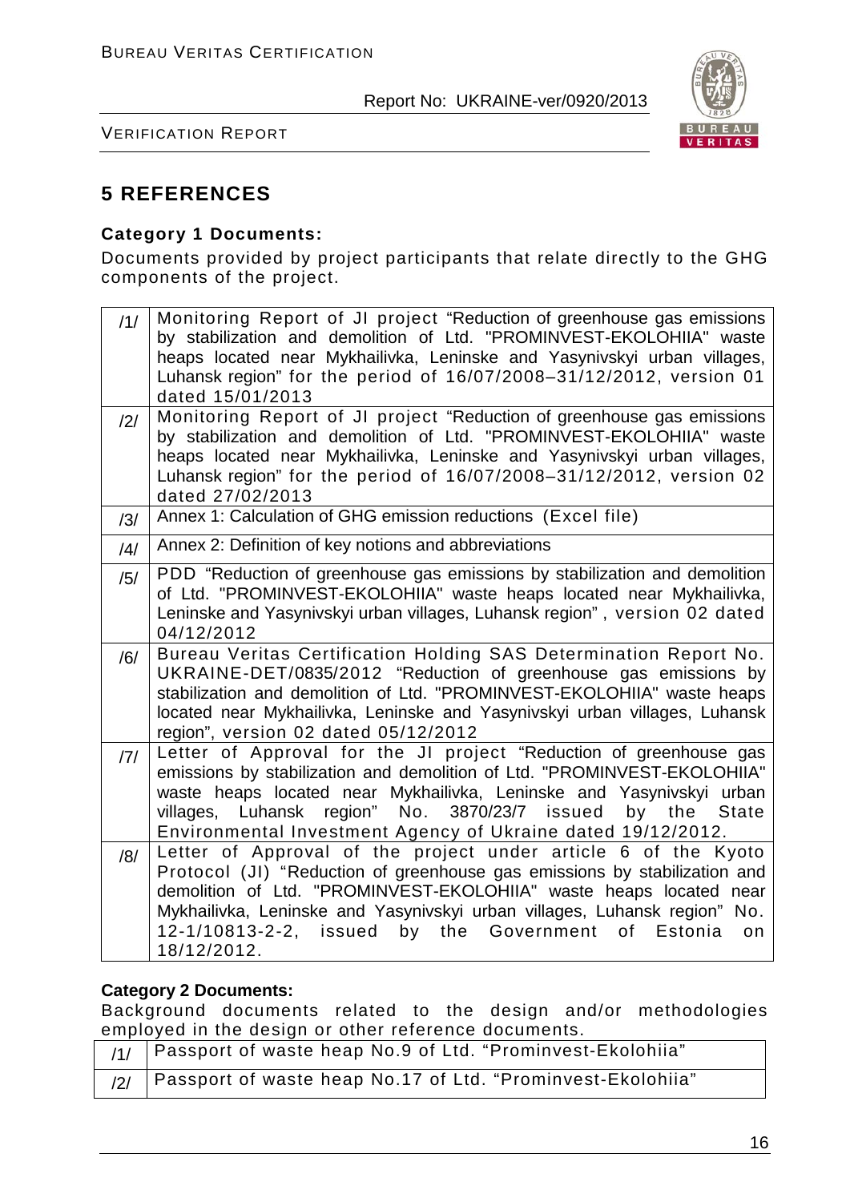# 5 REFERENCES

**Category 1 Documents:**

Documents provided by project participants that relate directly to the GHG components of the project.

| | |
|---|---|
| /1/ | Monitoring Report of JI project "Reduction of greenhouse gas emissions by stabilization and demolition of Ltd. "PROMINVEST-EKOLOHIIA" waste heaps located near Mykhailivka, Leninske and Yasynivskyi urban villages, Luhansk region" for the period of 16/07/2008–31/12/2012, version 01 dated 15/01/2013 |
| /2/ | Monitoring Report of JI project "Reduction of greenhouse gas emissions by stabilization and demolition of Ltd. "PROMINVEST-EKOLOHIIA" waste heaps located near Mykhailivka, Leninske and Yasynivskyi urban villages, Luhansk region" for the period of 16/07/2008–31/12/2012, version 02 dated 27/02/2013 |
| /3/ | Annex 1: Calculation of GHG emission reductions (Excel file) |
| /4/ | Annex 2: Definition of key notions and abbreviations |
| /5/ | PDD "Reduction of greenhouse gas emissions by stabilization and demolition of Ltd. "PROMINVEST-EKOLOHIIA" waste heaps located near Mykhailivka, Leninske and Yasynivskyi urban villages, Luhansk region", version 02 dated 04/12/2012 |
| /6/ | Bureau Veritas Certification Holding SAS Determination Report No. UKRAINE-DET/0835/2012 "Reduction of greenhouse gas emissions by stabilization and demolition of Ltd. "PROMINVEST-EKOLOHIIA" waste heaps located near Mykhailivka, Leninske and Yasynivskyi urban villages, Luhansk region", version 02 dated 05/12/2012 |
| /7/ | Letter of Approval for the JI project "Reduction of greenhouse gas emissions by stabilization and demolition of Ltd. "PROMINVEST-EKOLOHIIA" waste heaps located near Mykhailivka, Leninske and Yasynivskyi urban villages, Luhansk region" No. 3870/23/7 issued by the State Environmental Investment Agency of Ukraine dated 19/12/2012. |
| /8/ | Letter of Approval of the project under article 6 of the Kyoto Protocol (JI) "Reduction of greenhouse gas emissions by stabilization and demolition of Ltd. "PROMINVEST-EKOLOHIIA" waste heaps located near Mykhailivka, Leninske and Yasynivskyi urban villages, Luhansk region" No. 12-1/10813-2-2, issued by the Government of Estonia on 18/12/2012. |

**Category 2 Documents:**

Background documents related to the design and/or methodologies employed in the design or other reference documents.

| | |
|---|---|
| /1/ | Passport of waste heap No.9 of Ltd. "Prominvest-Ekolohiia" |
| /2/ | Passport of waste heap No.17 of Ltd. "Prominvest-Ekolohiia" |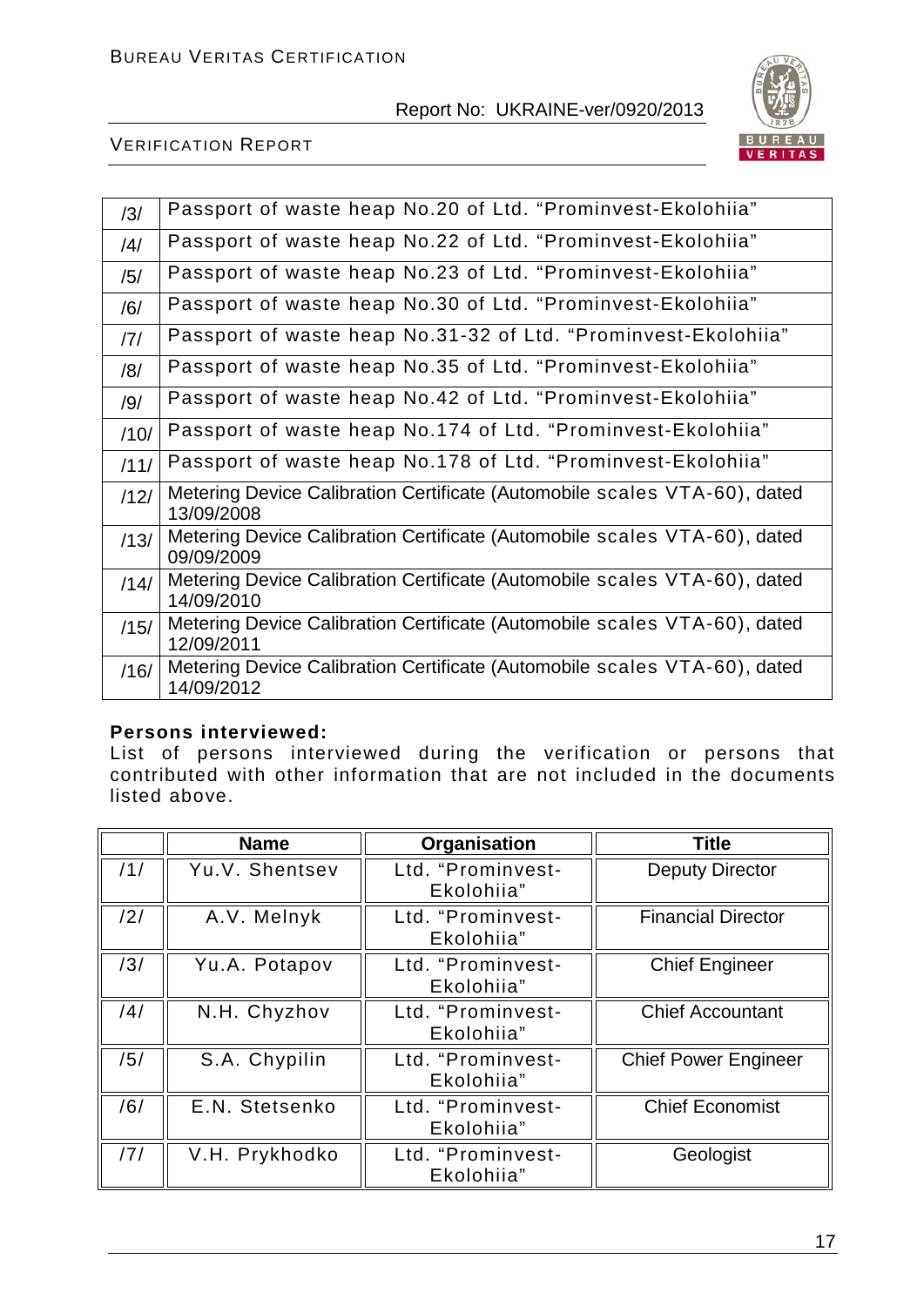| | |
|---|---|
| /3/ | Passport of waste heap No.20 of Ltd. "Prominvest-Ekolohiia" |
| /4/ | Passport of waste heap No.22 of Ltd. "Prominvest-Ekolohiia" |
| /5/ | Passport of waste heap No.23 of Ltd. "Prominvest-Ekolohiia" |
| /6/ | Passport of waste heap No.30 of Ltd. "Prominvest-Ekolohiia" |
| /7/ | Passport of waste heap No.31-32 of Ltd. "Prominvest-Ekolohiia" |
| /8/ | Passport of waste heap No.35 of Ltd. "Prominvest-Ekolohiia" |
| /9/ | Passport of waste heap No.42 of Ltd. "Prominvest-Ekolohiia" |
| /10/ | Passport of waste heap No.174 of Ltd. "Prominvest-Ekolohiia" |
| /11/ | Passport of waste heap No.178 of Ltd. "Prominvest-Ekolohiia" |
| /12/ | Metering Device Calibration Certificate (Automobile scales VTA-60), dated 13/09/2008 |
| /13/ | Metering Device Calibration Certificate (Automobile scales VTA-60), dated 09/09/2009 |
| /14/ | Metering Device Calibration Certificate (Automobile scales VTA-60), dated 14/09/2010 |
| /15/ | Metering Device Calibration Certificate (Automobile scales VTA-60), dated 12/09/2011 |
| /16/ | Metering Device Calibration Certificate (Automobile scales VTA-60), dated 14/09/2012 |

**Persons interviewed:**

List of persons interviewed during the verification or persons that contributed with other information that are not included in the documents listed above.

| | Name | Organisation | Title |
|---|---|---|---|
| /1/ | Yu.V. Shentsev | Ltd. "Prominvest-Ekolohiia" | Deputy Director |
| /2/ | A.V. Melnyk | Ltd. "Prominvest-Ekolohiia" | Financial Director |
| /3/ | Yu.A. Potapov | Ltd. "Prominvest-Ekolohiia" | Chief Engineer |
| /4/ | N.H. Chyzhov | Ltd. "Prominvest-Ekolohiia" | Chief Accountant |
| /5/ | S.A. Chypilin | Ltd. "Prominvest-Ekolohiia" | Chief Power Engineer |
| /6/ | E.N. Stetsenko | Ltd. "Prominvest-Ekolohiia" | Chief Economist |
| /7/ | V.H. Prykhodko | Ltd. "Prominvest-Ekolohiia" | Geologist |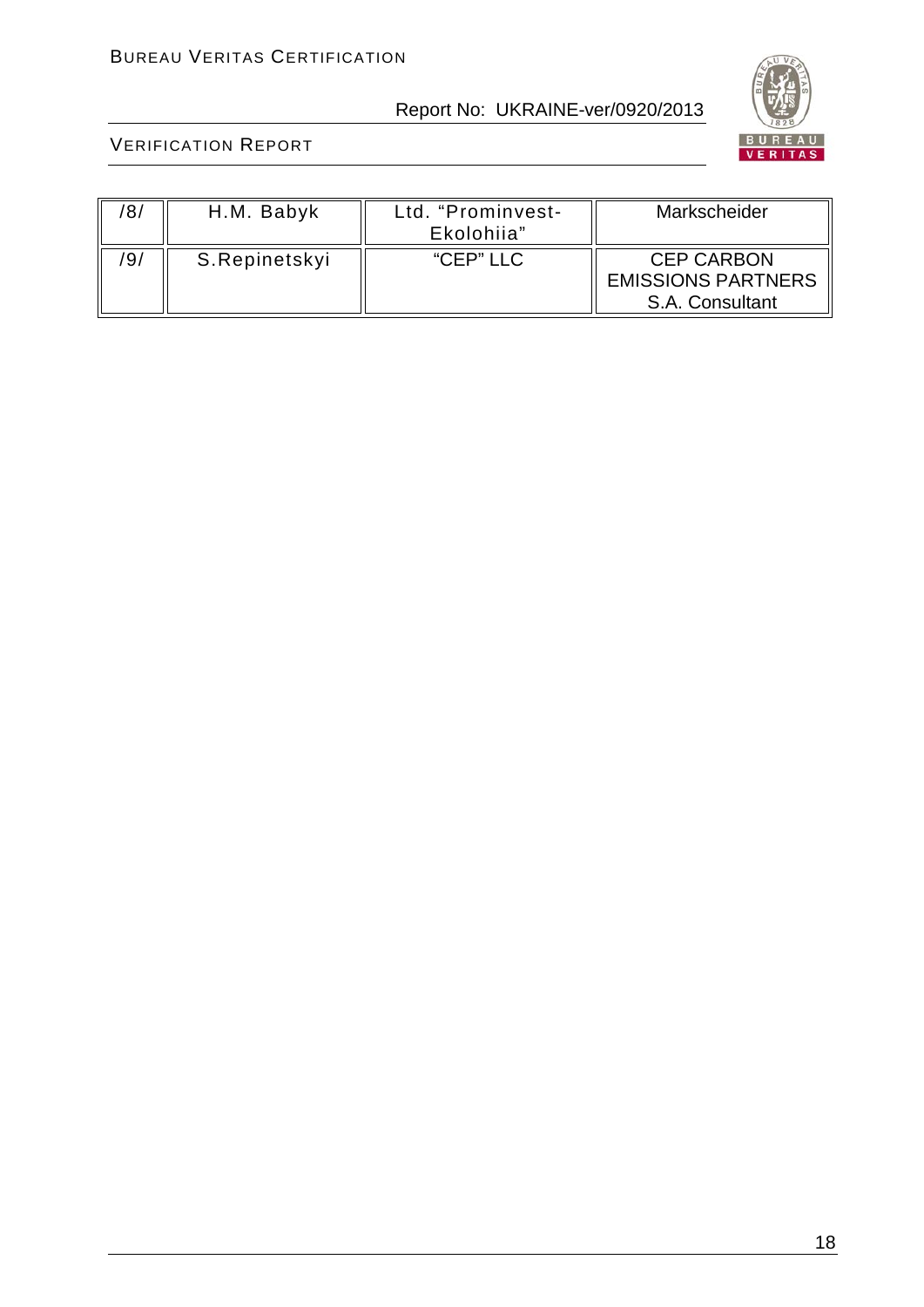| /8/ | H.M. Babyk | Ltd. "Prominvest-Ekolohiia" | Markscheider |
|---|---|---|---|
| /9/ | S.Repinetskyi | "CEP" LLC | CEP CARBON EMISSIONS PARTNERS S.A. Consultant |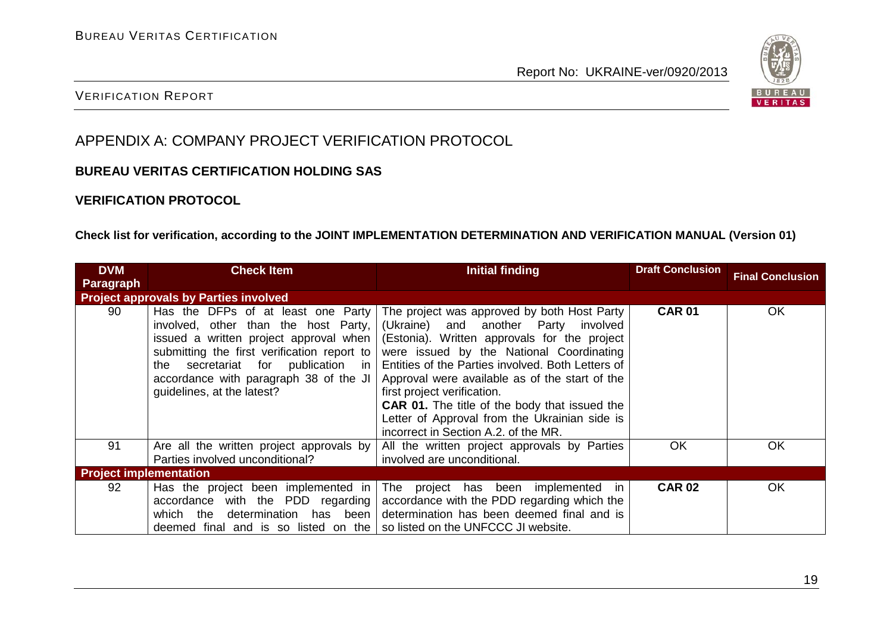## APPENDIX A: COMPANY PROJECT VERIFICATION PROTOCOL

**BUREAU VERITAS CERTIFICATION HOLDING SAS**

**VERIFICATION PROTOCOL**

**Check list for verification, according to the JOINT IMPLEMENTATION DETERMINATION AND VERIFICATION MANUAL (Version 01)**

| DVM Paragraph | Check Item | Initial finding | Draft Conclusion | Final Conclusion |
|---|---|---|---|---|
| **Project approvals by Parties involved** | | | | |
| 90 | Has the DFPs of at least one Party involved, other than the host Party, issued a written project approval when submitting the first verification report to the secretariat for publication in accordance with paragraph 38 of the JI guidelines, at the latest? | The project was approved by both Host Party (Ukraine) and another Party involved (Estonia). Written approvals for the project were issued by the National Coordinating Entities of the Parties involved. Both Letters of Approval were available as of the start of the first project verification.<br>**CAR 01.** The title of the body that issued the Letter of Approval from the Ukrainian side is incorrect in Section A.2. of the MR. | **CAR 01** | OK |
| 91 | Are all the written project approvals by Parties involved unconditional? | All the written project approvals by Parties involved are unconditional. | OK | OK |
| **Project implementation** | | | | |
| 92 | Has the project been implemented in accordance with the PDD regarding which the determination has been deemed final and is so listed on the | The project has been implemented in accordance with the PDD regarding which the determination has been deemed final and is so listed on the UNFCCC JI website. | **CAR 02** | OK |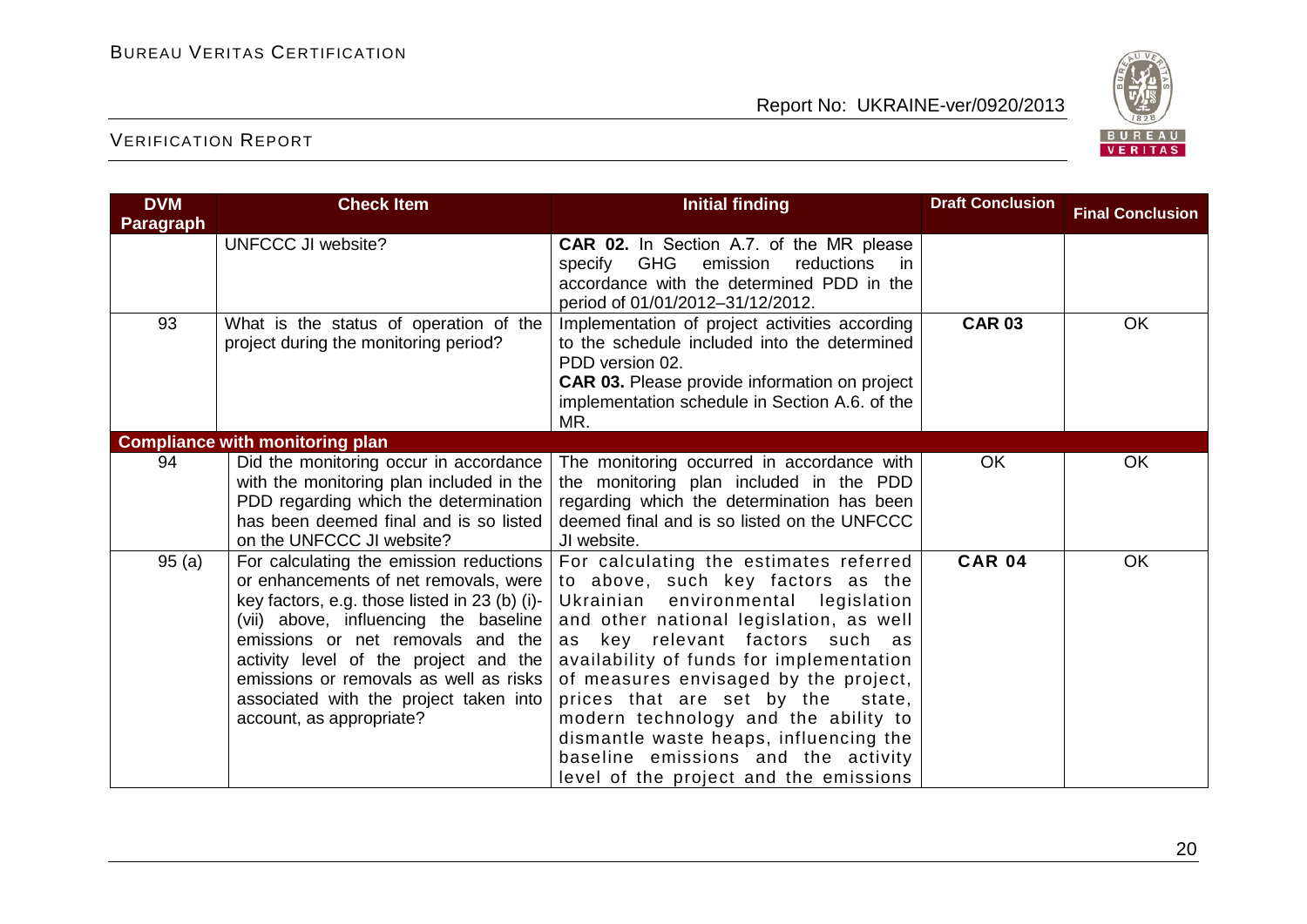| DVM Paragraph | Check Item | Initial finding | Draft Conclusion | Final Conclusion |
|---|---|---|---|---|
| | UNFCCC JI website? | **CAR 02.** In Section A.7. of the MR please specify GHG emission reductions in accordance with the determined PDD in the period of 01/01/2012–31/12/2012. | | |
| 93 | What is the status of operation of the project during the monitoring period? | Implementation of project activities according to the schedule included into the determined PDD version 02.<br>**CAR 03.** Please provide information on project implementation schedule in Section A.6. of the MR. | **CAR 03** | OK |
| **Compliance with monitoring plan** | | | | |
| 94 | Did the monitoring occur in accordance with the monitoring plan included in the PDD regarding which the determination has been deemed final and is so listed on the UNFCCC JI website? | The monitoring occurred in accordance with the monitoring plan included in the PDD regarding which the determination has been deemed final and is so listed on the UNFCCC JI website. | OK | OK |
| 95 (a) | For calculating the emission reductions or enhancements of net removals, were key factors, e.g. those listed in 23 (b) (i)-(vii) above, influencing the baseline emissions or net removals and the activity level of the project and the emissions or removals as well as risks associated with the project taken into account, as appropriate? | For calculating the estimates referred to above, such key factors as the Ukrainian environmental legislation and other national legislation, as well as key relevant factors such as availability of funds for implementation of measures envisaged by the project, prices that are set by the state, modern technology and the ability to dismantle waste heaps, influencing the baseline emissions and the activity level of the project and the emissions | **CAR 04** | OK |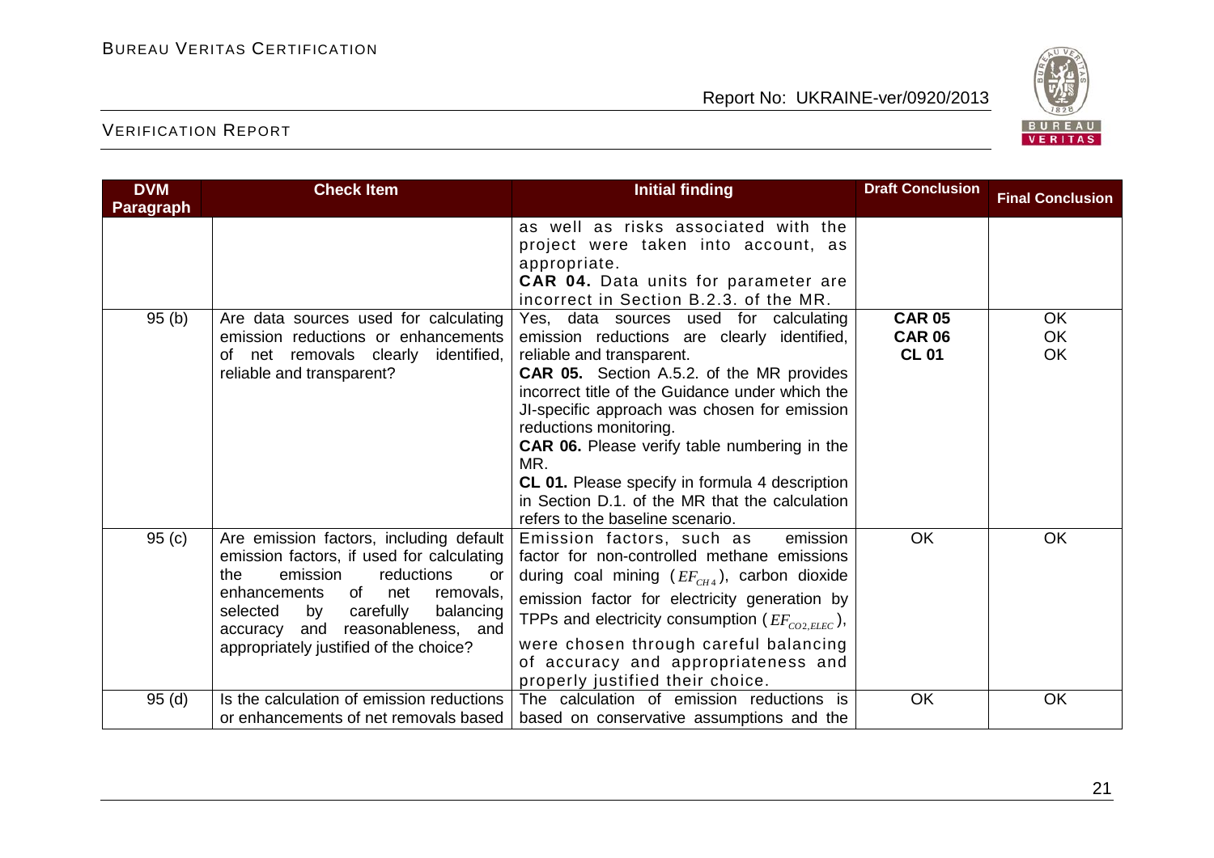| DVM Paragraph | Check Item | Initial finding | Draft Conclusion | Final Conclusion |
|---|---|---|---|---|
| | | as well as risks associated with the project were taken into account, as appropriate.<br>**CAR 04.** Data units for parameter are incorrect in Section B.2.3. of the MR. | | |
| 95 (b) | Are data sources used for calculating emission reductions or enhancements of net removals clearly identified, reliable and transparent? | Yes, data sources used for calculating emission reductions are clearly identified, reliable and transparent.<br>**CAR 05.** Section A.5.2. of the MR provides incorrect title of the Guidance under which the JI-specific approach was chosen for emission reductions monitoring.<br>**CAR 06.** Please verify table numbering in the MR.<br>**CL 01.** Please specify in formula 4 description in Section D.1. of the MR that the calculation refers to the baseline scenario. | **CAR 05**<br>**CAR 06**<br>**CL 01** | OK<br>OK<br>OK |
| 95 (c) | Are emission factors, including default emission factors, if used for calculating the emission reductions or enhancements of net removals, selected by carefully balancing accuracy and reasonableness, and appropriately justified of the choice? | Emission factors, such as emission factor for non-controlled methane emissions during coal mining ($EF_{CH4}$), carbon dioxide emission factor for electricity generation by TPPs and electricity consumption ($EF_{CO2,ELEC}$), were chosen through careful balancing of accuracy and appropriateness and properly justified their choice. | OK | OK |
| 95 (d) | Is the calculation of emission reductions or enhancements of net removals based | The calculation of emission reductions is based on conservative assumptions and the | OK | OK |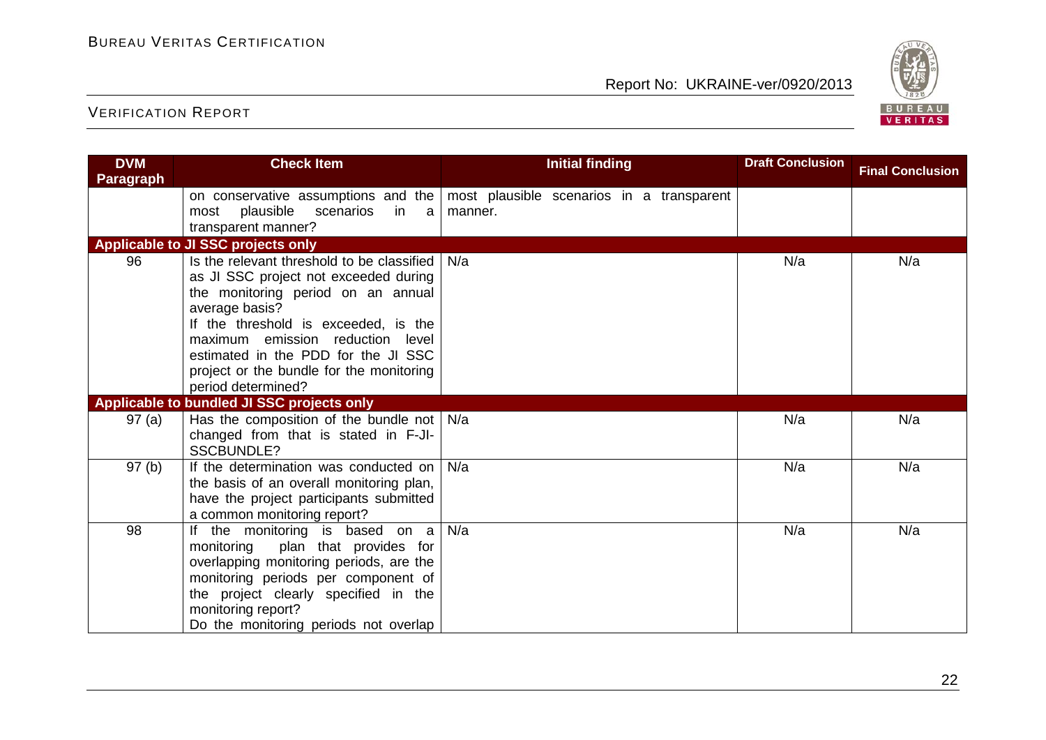| DVM Paragraph | Check Item | Initial finding | Draft Conclusion | Final Conclusion |
|---|---|---|---|---|
| | on conservative assumptions and the most plausible scenarios in a transparent manner? | most plausible scenarios in a transparent manner. | | |
| **Applicable to JI SSC projects only** | | | | |
| 96 | Is the relevant threshold to be classified as JI SSC project not exceeded during the monitoring period on an annual average basis?<br>If the threshold is exceeded, is the maximum emission reduction level estimated in the PDD for the JI SSC project or the bundle for the monitoring period determined? | N/a | N/a | N/a |
| **Applicable to bundled JI SSC projects only** | | | | |
| 97 (a) | Has the composition of the bundle not changed from that is stated in F-JI-SSCBUNDLE? | N/a | N/a | N/a |
| 97 (b) | If the determination was conducted on the basis of an overall monitoring plan, have the project participants submitted a common monitoring report? | N/a | N/a | N/a |
| 98 | If the monitoring is based on a monitoring plan that provides for overlapping monitoring periods, are the monitoring periods per component of the project clearly specified in the monitoring report?<br>Do the monitoring periods not overlap | N/a | N/a | N/a |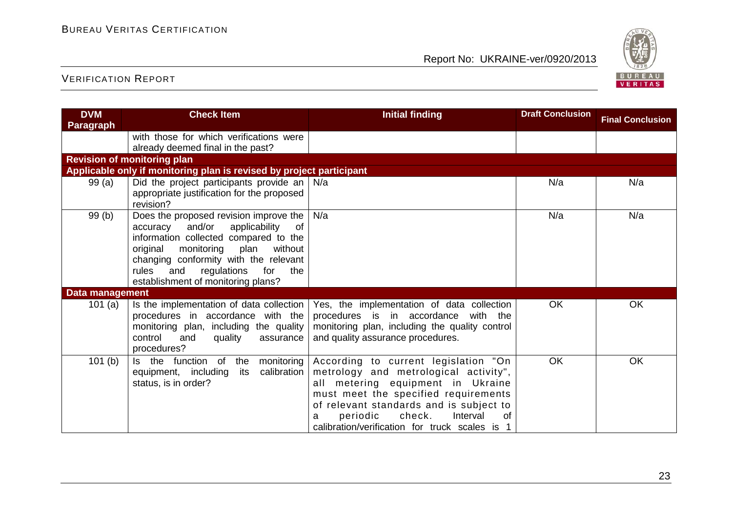| DVM Paragraph | Check Item | Initial finding | Draft Conclusion | Final Conclusion |
|---|---|---|---|---|
| | with those for which verifications were already deemed final in the past? | | | |
| **Revision of monitoring plan** | | | | |
| **Applicable only if monitoring plan is revised by project participant** | | | | |
| 99 (a) | Did the project participants provide an appropriate justification for the proposed revision? | N/a | N/a | N/a |
| 99 (b) | Does the proposed revision improve the accuracy and/or applicability of information collected compared to the original monitoring plan without changing conformity with the relevant rules and regulations for the establishment of monitoring plans? | N/a | N/a | N/a |
| **Data management** | | | | |
| 101 (a) | Is the implementation of data collection procedures in accordance with the monitoring plan, including the quality control and quality assurance procedures? | Yes, the implementation of data collection procedures is in accordance with the monitoring plan, including the quality control and quality assurance procedures. | OK | OK |
| 101 (b) | Is the function of the monitoring equipment, including its calibration status, is in order? | According to current legislation "On metrology and metrological activity", all metering equipment in Ukraine must meet the specified requirements of relevant standards and is subject to a periodic check. Interval of calibration/verification for truck scales is 1 | OK | OK |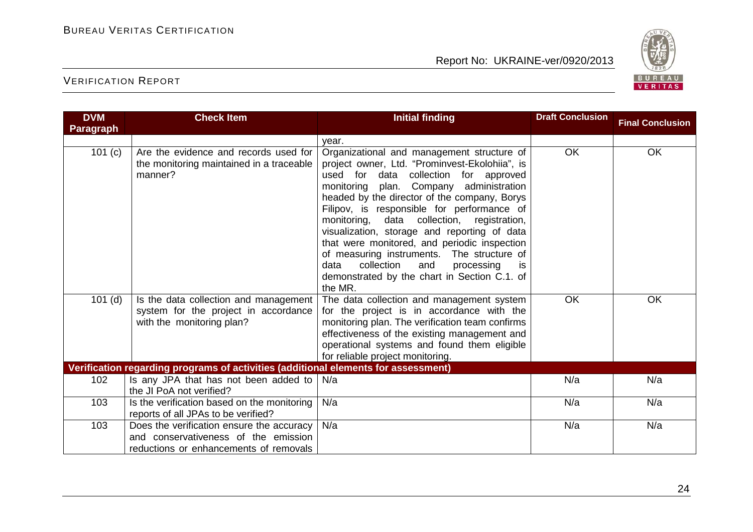| DVM Paragraph | Check Item | Initial finding | Draft Conclusion | Final Conclusion |
|---|---|---|---|---|
| | | year. | | |
| 101 (c) | Are the evidence and records used for the monitoring maintained in a traceable manner? | Organizational and management structure of project owner, Ltd. "Prominvest-Ekolohiia", is used for data collection for approved monitoring plan. Company administration headed by the director of the company, Borys Filipov, is responsible for performance of monitoring, data collection, registration, visualization, storage and reporting of data that were monitored, and periodic inspection of measuring instruments. The structure of data collection and processing is demonstrated by the chart in Section C.1. of the MR. | OK | OK |
| 101 (d) | Is the data collection and management system for the project in accordance with the monitoring plan? | The data collection and management system for the project is in accordance with the monitoring plan. The verification team confirms effectiveness of the existing management and operational systems and found them eligible for reliable project monitoring. | OK | OK |
| **Verification regarding programs of activities (additional elements for assessment)** | | | | |
| 102 | Is any JPA that has not been added to the JI PoA not verified? | N/a | N/a | N/a |
| 103 | Is the verification based on the monitoring reports of all JPAs to be verified? | N/a | N/a | N/a |
| 103 | Does the verification ensure the accuracy and conservativeness of the emission reductions or enhancements of removals | N/a | N/a | N/a |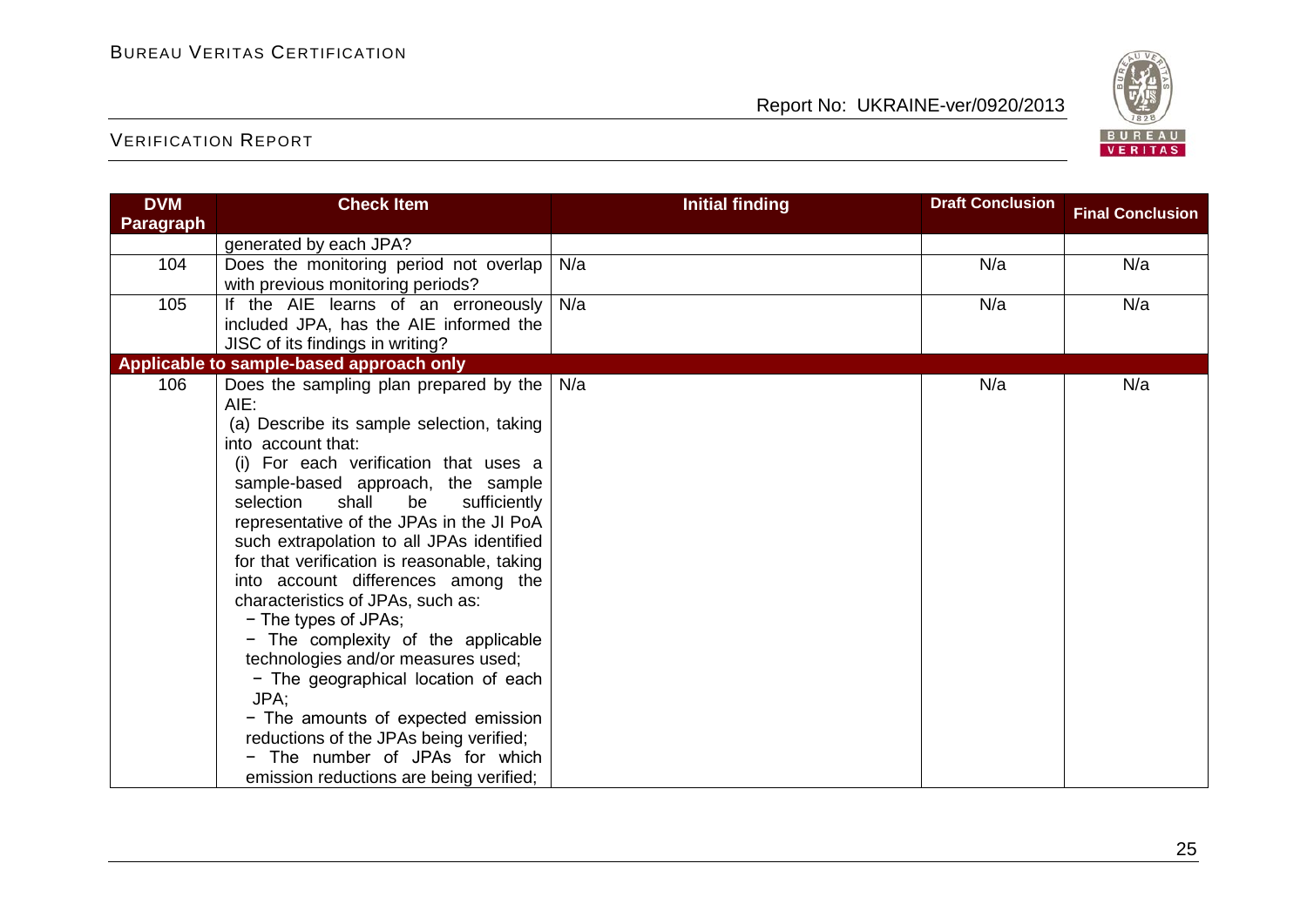| DVM Paragraph | Check Item | Initial finding | Draft Conclusion | Final Conclusion |
|---|---|---|---|---|
| | generated by each JPA? | | | |
| 104 | Does the monitoring period not overlap with previous monitoring periods? | N/a | N/a | N/a |
| 105 | If the AIE learns of an erroneously included JPA, has the AIE informed the JISC of its findings in writing? | N/a | N/a | N/a |
| **Applicable to sample-based approach only** | | | | |
| 106 | Does the sampling plan prepared by the AIE:<br>(a) Describe its sample selection, taking into account that:<br>(i) For each verification that uses a sample-based approach, the sample selection shall be sufficiently representative of the JPAs in the JI PoA such extrapolation to all JPAs identified for that verification is reasonable, taking into account differences among the characteristics of JPAs, such as:<br>− The types of JPAs;<br>− The complexity of the applicable technologies and/or measures used;<br>− The geographical location of each JPA;<br>− The amounts of expected emission reductions of the JPAs being verified;<br>− The number of JPAs for which emission reductions are being verified; | N/a | N/a | N/a |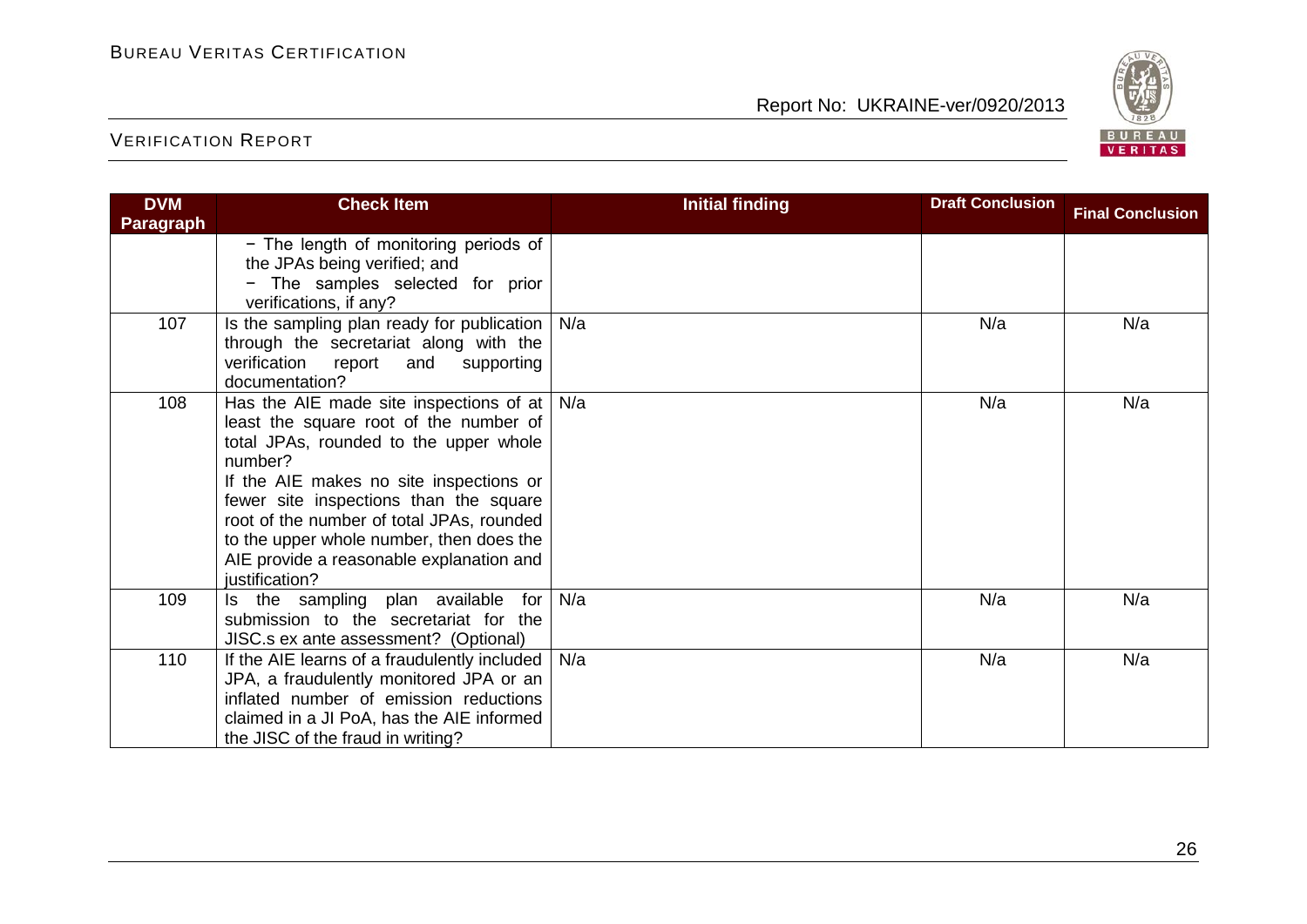| DVM Paragraph | Check Item | Initial finding | Draft Conclusion | Final Conclusion |
|---|---|---|---|---|
| | − The length of monitoring periods of the JPAs being verified; and<br>− The samples selected for prior verifications, if any? | | | |
| 107 | Is the sampling plan ready for publication through the secretariat along with the verification report and supporting documentation? | N/a | N/a | N/a |
| 108 | Has the AIE made site inspections of at least the square root of the number of total JPAs, rounded to the upper whole number?<br>If the AIE makes no site inspections or fewer site inspections than the square root of the number of total JPAs, rounded to the upper whole number, then does the AIE provide a reasonable explanation and justification? | N/a | N/a | N/a |
| 109 | Is the sampling plan available for submission to the secretariat for the JISC.s ex ante assessment? (Optional) | N/a | N/a | N/a |
| 110 | If the AIE learns of a fraudulently included JPA, a fraudulently monitored JPA or an inflated number of emission reductions claimed in a JI PoA, has the AIE informed the JISC of the fraud in writing? | N/a | N/a | N/a |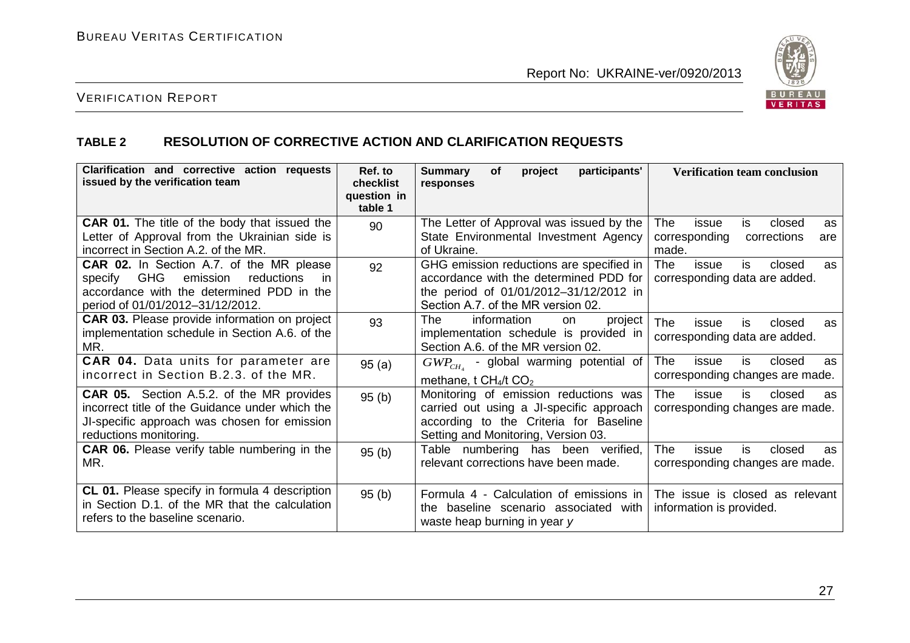### TABLE 2 RESOLUTION OF CORRECTIVE ACTION AND CLARIFICATION REQUESTS

| Clarification and corrective action requests issued by the verification team | Ref. to checklist question in table 1 | Summary of project participants' responses | Verification team conclusion |
|---|---|---|---|
| **CAR 01.** The title of the body that issued the Letter of Approval from the Ukrainian side is incorrect in Section A.2. of the MR. | 90 | The Letter of Approval was issued by the State Environmental Investment Agency of Ukraine. | The issue is closed as corresponding corrections are made. |
| **CAR 02.** In Section A.7. of the MR please specify GHG emission reductions in accordance with the determined PDD in the period of 01/01/2012–31/12/2012. | 92 | GHG emission reductions are specified in accordance with the determined PDD for the period of 01/01/2012–31/12/2012 in Section A.7. of the MR version 02. | The issue is closed as corresponding data are added. |
| **CAR 03.** Please provide information on project implementation schedule in Section A.6. of the MR. | 93 | The information on project implementation schedule is provided in Section A.6. of the MR version 02. | The issue is closed as corresponding data are added. |
| **CAR 04.** Data units for parameter are incorrect in Section B.2.3. of the MR. | 95 (a) | $GWP_{CH_4}$ - global warming potential of methane, t $CH_4$/t $CO_2$ | The issue is closed as corresponding changes are made. |
| **CAR 05.** Section A.5.2. of the MR provides incorrect title of the Guidance under which the JI-specific approach was chosen for emission reductions monitoring. | 95 (b) | Monitoring of emission reductions was carried out using a JI-specific approach according to the Criteria for Baseline Setting and Monitoring, Version 03. | The issue is closed as corresponding changes are made. |
| **CAR 06.** Please verify table numbering in the MR. | 95 (b) | Table numbering has been verified, relevant corrections have been made. | The issue is closed as corresponding changes are made. |
| **CL 01.** Please specify in formula 4 description in Section D.1. of the MR that the calculation refers to the baseline scenario. | 95 (b) | Formula 4 - Calculation of emissions in the baseline scenario associated with waste heap burning in year *y* | The issue is closed as relevant information is provided. |